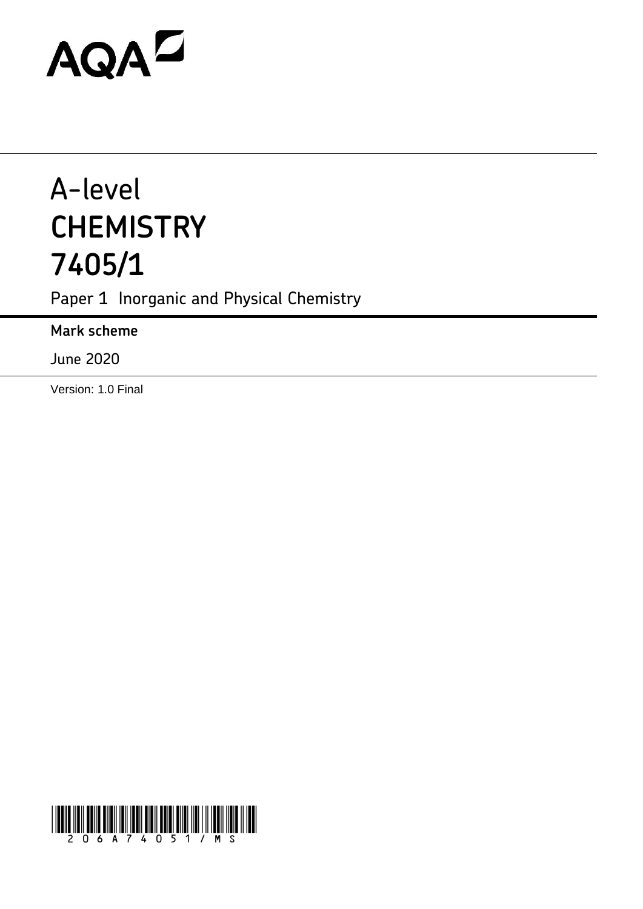AQA

# A-level
# CHEMISTRY
# 7405/1

Paper 1 Inorganic and Physical Chemistry

**Mark scheme**

June 2020

Version: 1.0 Final

206A74051/MS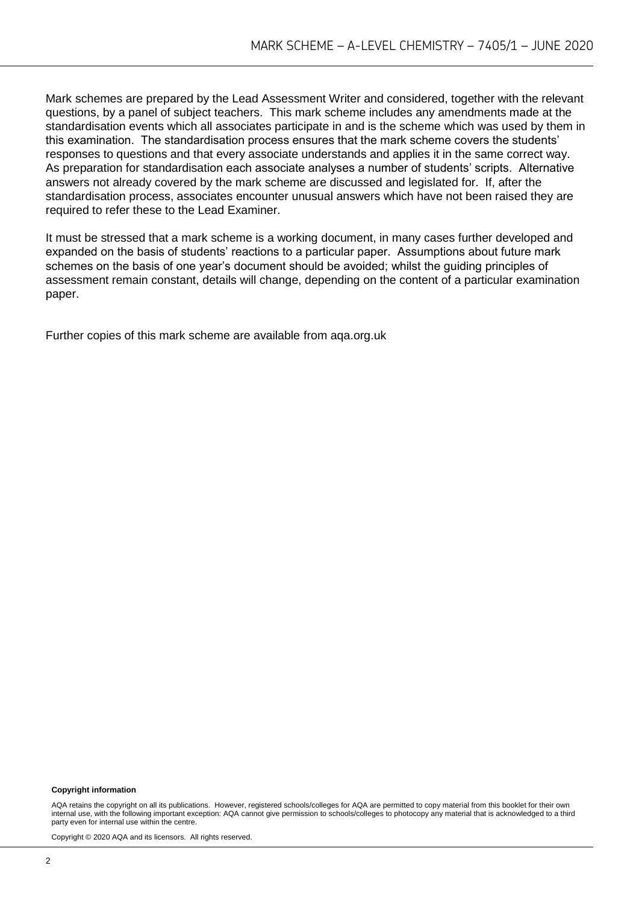Mark schemes are prepared by the Lead Assessment Writer and considered, together with the relevant questions, by a panel of subject teachers. This mark scheme includes any amendments made at the standardisation events which all associates participate in and is the scheme which was used by them in this examination. The standardisation process ensures that the mark scheme covers the students' responses to questions and that every associate understands and applies it in the same correct way. As preparation for standardisation each associate analyses a number of students' scripts. Alternative answers not already covered by the mark scheme are discussed and legislated for. If, after the standardisation process, associates encounter unusual answers which have not been raised they are required to refer these to the Lead Examiner.

It must be stressed that a mark scheme is a working document, in many cases further developed and expanded on the basis of students' reactions to a particular paper. Assumptions about future mark schemes on the basis of one year's document should be avoided; whilst the guiding principles of assessment remain constant, details will change, depending on the content of a particular examination paper.

Further copies of this mark scheme are available from aqa.org.uk

**Copyright information**

AQA retains the copyright on all its publications. However, registered schools/colleges for AQA are permitted to copy material from this booklet for their own internal use, with the following important exception: AQA cannot give permission to schools/colleges to photocopy any material that is acknowledged to a third party even for internal use within the centre.

Copyright © 2020 AQA and its licensors. All rights reserved.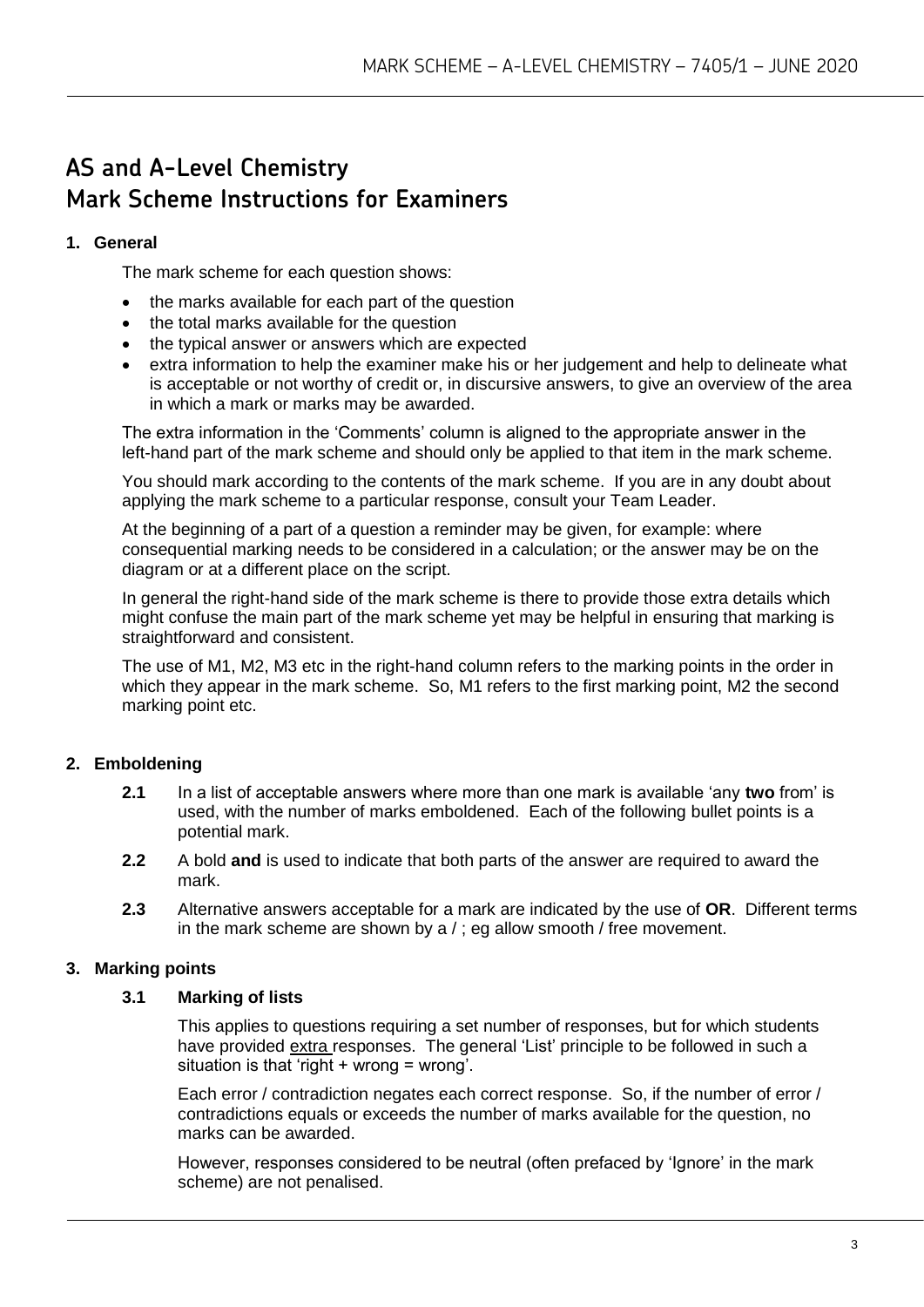# AS and A-Level Chemistry
# Mark Scheme Instructions for Examiners

## 1. General

The mark scheme for each question shows:

- the marks available for each part of the question
- the total marks available for the question
- the typical answer or answers which are expected
- extra information to help the examiner make his or her judgement and help to delineate what is acceptable or not worthy of credit or, in discursive answers, to give an overview of the area in which a mark or marks may be awarded.

The extra information in the 'Comments' column is aligned to the appropriate answer in the left-hand part of the mark scheme and should only be applied to that item in the mark scheme.

You should mark according to the contents of the mark scheme. If you are in any doubt about applying the mark scheme to a particular response, consult your Team Leader.

At the beginning of a part of a question a reminder may be given, for example: where consequential marking needs to be considered in a calculation; or the answer may be on the diagram or at a different place on the script.

In general the right-hand side of the mark scheme is there to provide those extra details which might confuse the main part of the mark scheme yet may be helpful in ensuring that marking is straightforward and consistent.

The use of M1, M2, M3 etc in the right-hand column refers to the marking points in the order in which they appear in the mark scheme. So, M1 refers to the first marking point, M2 the second marking point etc.

## 2. Emboldening

**2.1** In a list of acceptable answers where more than one mark is available 'any **two** from' is used, with the number of marks emboldened. Each of the following bullet points is a potential mark.

**2.2** A bold **and** is used to indicate that both parts of the answer are required to award the mark.

**2.3** Alternative answers acceptable for a mark are indicated by the use of **OR**. Different terms in the mark scheme are shown by a / ; eg allow smooth / free movement.

## 3. Marking points

### 3.1 Marking of lists

This applies to questions requiring a set number of responses, but for which students have provided extra responses. The general 'List' principle to be followed in such a situation is that 'right + wrong = wrong'.

Each error / contradiction negates each correct response. So, if the number of error / contradictions equals or exceeds the number of marks available for the question, no marks can be awarded.

However, responses considered to be neutral (often prefaced by 'Ignore' in the mark scheme) are not penalised.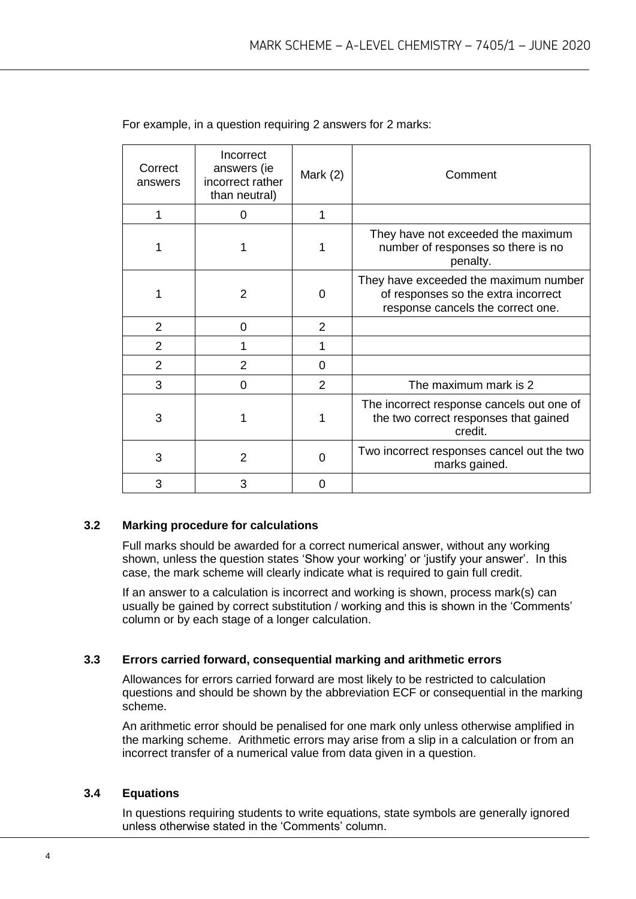For example, in a question requiring 2 answers for 2 marks:

| Correct answers | Incorrect answers (ie incorrect rather than neutral) | Mark (2) | Comment |
|---|---|---|---|
| 1 | 0 | 1 | |
| 1 | 1 | 1 | They have not exceeded the maximum number of responses so there is no penalty. |
| 1 | 2 | 0 | They have exceeded the maximum number of responses so the extra incorrect response cancels the correct one. |
| 2 | 0 | 2 | |
| 2 | 1 | 1 | |
| 2 | 2 | 0 | |
| 3 | 0 | 2 | The maximum mark is 2 |
| 3 | 1 | 1 | The incorrect response cancels out one of the two correct responses that gained credit. |
| 3 | 2 | 0 | Two incorrect responses cancel out the two marks gained. |
| 3 | 3 | 0 | |

### 3.2 Marking procedure for calculations

Full marks should be awarded for a correct numerical answer, without any working shown, unless the question states 'Show your working' or 'justify your answer'. In this case, the mark scheme will clearly indicate what is required to gain full credit.

If an answer to a calculation is incorrect and working is shown, process mark(s) can usually be gained by correct substitution / working and this is shown in the 'Comments' column or by each stage of a longer calculation.

### 3.3 Errors carried forward, consequential marking and arithmetic errors

Allowances for errors carried forward are most likely to be restricted to calculation questions and should be shown by the abbreviation ECF or consequential in the marking scheme.

An arithmetic error should be penalised for one mark only unless otherwise amplified in the marking scheme. Arithmetic errors may arise from a slip in a calculation or from an incorrect transfer of a numerical value from data given in a question.

### 3.4 Equations

In questions requiring students to write equations, state symbols are generally ignored unless otherwise stated in the 'Comments' column.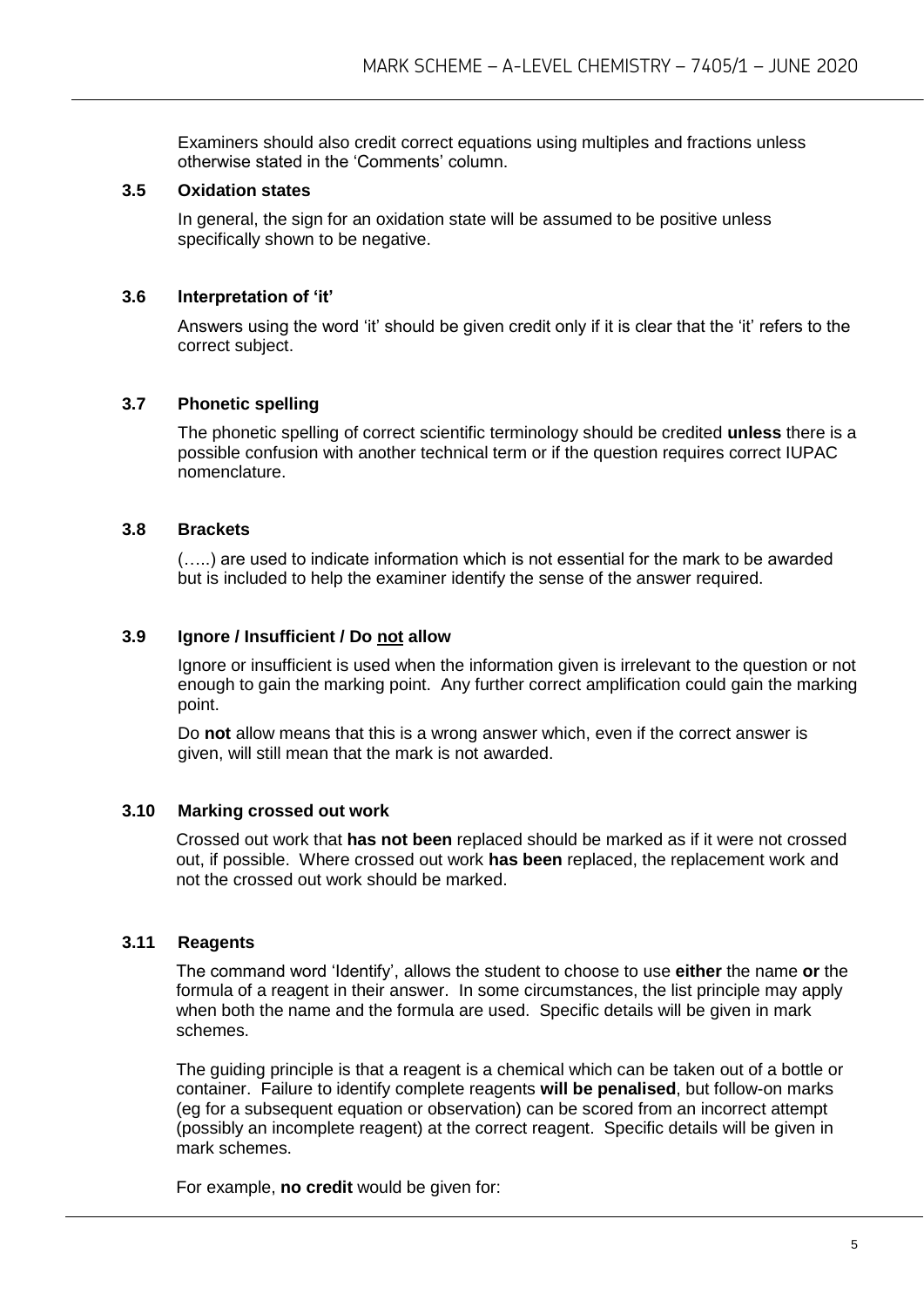Examiners should also credit correct equations using multiples and fractions unless otherwise stated in the 'Comments' column.

### 3.5 Oxidation states

In general, the sign for an oxidation state will be assumed to be positive unless specifically shown to be negative.

### 3.6 Interpretation of 'it'

Answers using the word 'it' should be given credit only if it is clear that the 'it' refers to the correct subject.

### 3.7 Phonetic spelling

The phonetic spelling of correct scientific terminology should be credited **unless** there is a possible confusion with another technical term or if the question requires correct IUPAC nomenclature.

### 3.8 Brackets

(…..) are used to indicate information which is not essential for the mark to be awarded but is included to help the examiner identify the sense of the answer required.

### 3.9 Ignore / Insufficient / Do <u>not</u> allow

Ignore or insufficient is used when the information given is irrelevant to the question or not enough to gain the marking point. Any further correct amplification could gain the marking point.

Do **not** allow means that this is a wrong answer which, even if the correct answer is given, will still mean that the mark is not awarded.

### 3.10 Marking crossed out work

Crossed out work that **has not been** replaced should be marked as if it were not crossed out, if possible. Where crossed out work **has been** replaced, the replacement work and not the crossed out work should be marked.

### 3.11 Reagents

The command word 'Identify', allows the student to choose to use **either** the name **or** the formula of a reagent in their answer. In some circumstances, the list principle may apply when both the name and the formula are used. Specific details will be given in mark schemes.

The guiding principle is that a reagent is a chemical which can be taken out of a bottle or container. Failure to identify complete reagents **will be penalised**, but follow-on marks (eg for a subsequent equation or observation) can be scored from an incorrect attempt (possibly an incomplete reagent) at the correct reagent. Specific details will be given in mark schemes.

For example, **no credit** would be given for: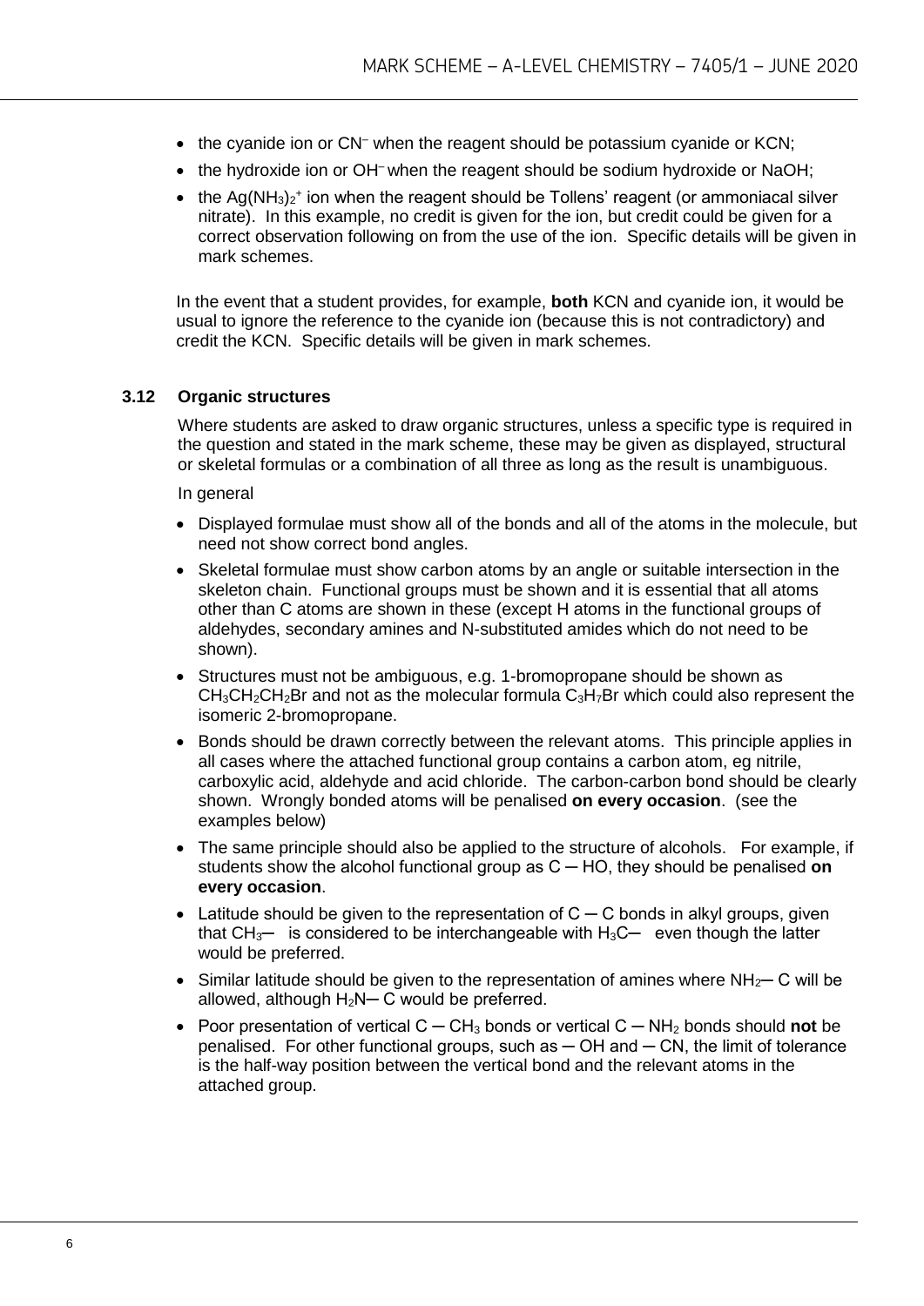- the cyanide ion or $CN^-$ when the reagent should be potassium cyanide or KCN;
- the hydroxide ion or $OH^-$ when the reagent should be sodium hydroxide or NaOH;
- the $Ag(NH_3)_2^+$ ion when the reagent should be Tollens' reagent (or ammoniacal silver nitrate). In this example, no credit is given for the ion, but credit could be given for a correct observation following on from the use of the ion. Specific details will be given in mark schemes.

In the event that a student provides, for example, **both** KCN and cyanide ion, it would be usual to ignore the reference to the cyanide ion (because this is not contradictory) and credit the KCN. Specific details will be given in mark schemes.

### 3.12 Organic structures

Where students are asked to draw organic structures, unless a specific type is required in the question and stated in the mark scheme, these may be given as displayed, structural or skeletal formulas or a combination of all three as long as the result is unambiguous.

In general

- Displayed formulae must show all of the bonds and all of the atoms in the molecule, but need not show correct bond angles.
- Skeletal formulae must show carbon atoms by an angle or suitable intersection in the skeleton chain. Functional groups must be shown and it is essential that all atoms other than C atoms are shown in these (except H atoms in the functional groups of aldehydes, secondary amines and N-substituted amides which do not need to be shown).
- Structures must not be ambiguous, e.g. 1-bromopropane should be shown as $CH_3CH_2CH_2Br$ and not as the molecular formula $C_3H_7Br$ which could also represent the isomeric 2-bromopropane.
- Bonds should be drawn correctly between the relevant atoms. This principle applies in all cases where the attached functional group contains a carbon atom, eg nitrile, carboxylic acid, aldehyde and acid chloride. The carbon-carbon bond should be clearly shown. Wrongly bonded atoms will be penalised **on every occasion**. (see the examples below)
- The same principle should also be applied to the structure of alcohols. For example, if students show the alcohol functional group as C ─ HO, they should be penalised **on every occasion**.
- Latitude should be given to the representation of C ─ C bonds in alkyl groups, given that $CH_3$─ is considered to be interchangeable with $H_3C$─ even though the latter would be preferred.
- Similar latitude should be given to the representation of amines where $NH_2$─ C will be allowed, although $H_2N$─ C would be preferred.
- Poor presentation of vertical C ─ $CH_3$ bonds or vertical C ─ $NH_2$ bonds should **not** be penalised. For other functional groups, such as ─ OH and ─ CN, the limit of tolerance is the half-way position between the vertical bond and the relevant atoms in the attached group.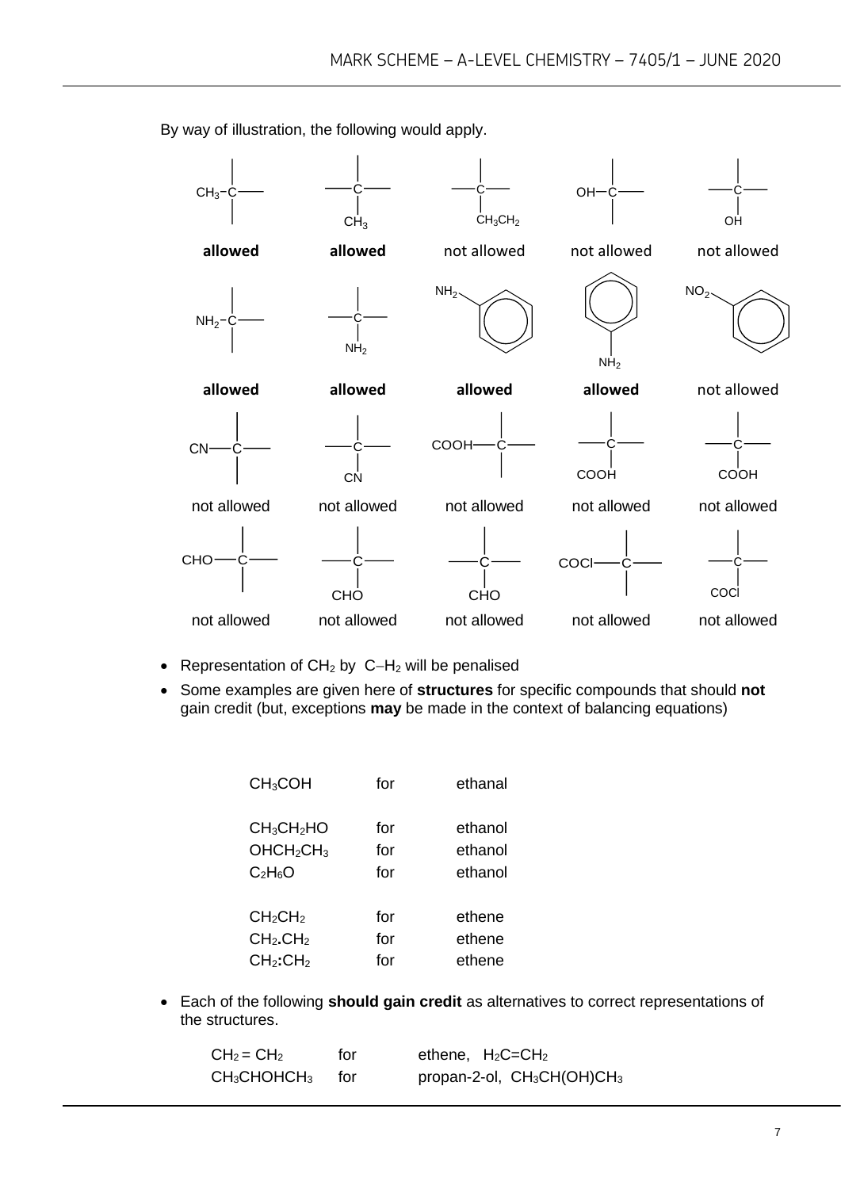By way of illustration, the following would apply.

| $CH_3$–C (bond drawn from $CH_3$ to C) | C with $CH_3$ below | C with $CH_3CH_2$ below | OH–C | C with OH below |
|---|---|---|---|---|
| **allowed** | **allowed** | not allowed | not allowed | not allowed |
| $NH_2$–C | C with $NH_2$ below | $NH_2$–benzene ring | benzene ring with $NH_2$ below | $NO_2$–benzene ring |
| **allowed** | **allowed** | **allowed** | **allowed** | not allowed |
| CN–C | C with CN below | COOH–C | C with COOH below (bond to C of COOH) | C with COOH below (bond to O of COOH) |
| not allowed | not allowed | not allowed | not allowed | not allowed |
| CHO–C | C with CHO below (bond to C of CHO) | C with CHO below (bond to O of CHO) | COCl–C | C with COCl below |
| not allowed | not allowed | not allowed | not allowed | not allowed |

- Representation of $CH_2$ by C–$H_2$ will be penalised
- Some examples are given here of **structures** for specific compounds that should **not** gain credit (but, exceptions **may** be made in the context of balancing equations)

| | | |
|---|---|---|
| $CH_3COH$ | for | ethanal |
| $CH_3CH_2HO$ | for | ethanol |
| $OHCH_2CH_3$ | for | ethanol |
| $C_2H_6O$ | for | ethanol |
| $CH_2CH_2$ | for | ethene |
| $CH_2.CH_2$ | for | ethene |
| $CH_2:CH_2$ | for | ethene |

- Each of the following **should gain credit** as alternatives to correct representations of the structures.

| | | |
|---|---|---|
| $CH_2 = CH_2$ | for | ethene, $H_2C{=}CH_2$ |
| $CH_3CHOHCH_3$ | for | propan-2-ol, $CH_3CH(OH)CH_3$ |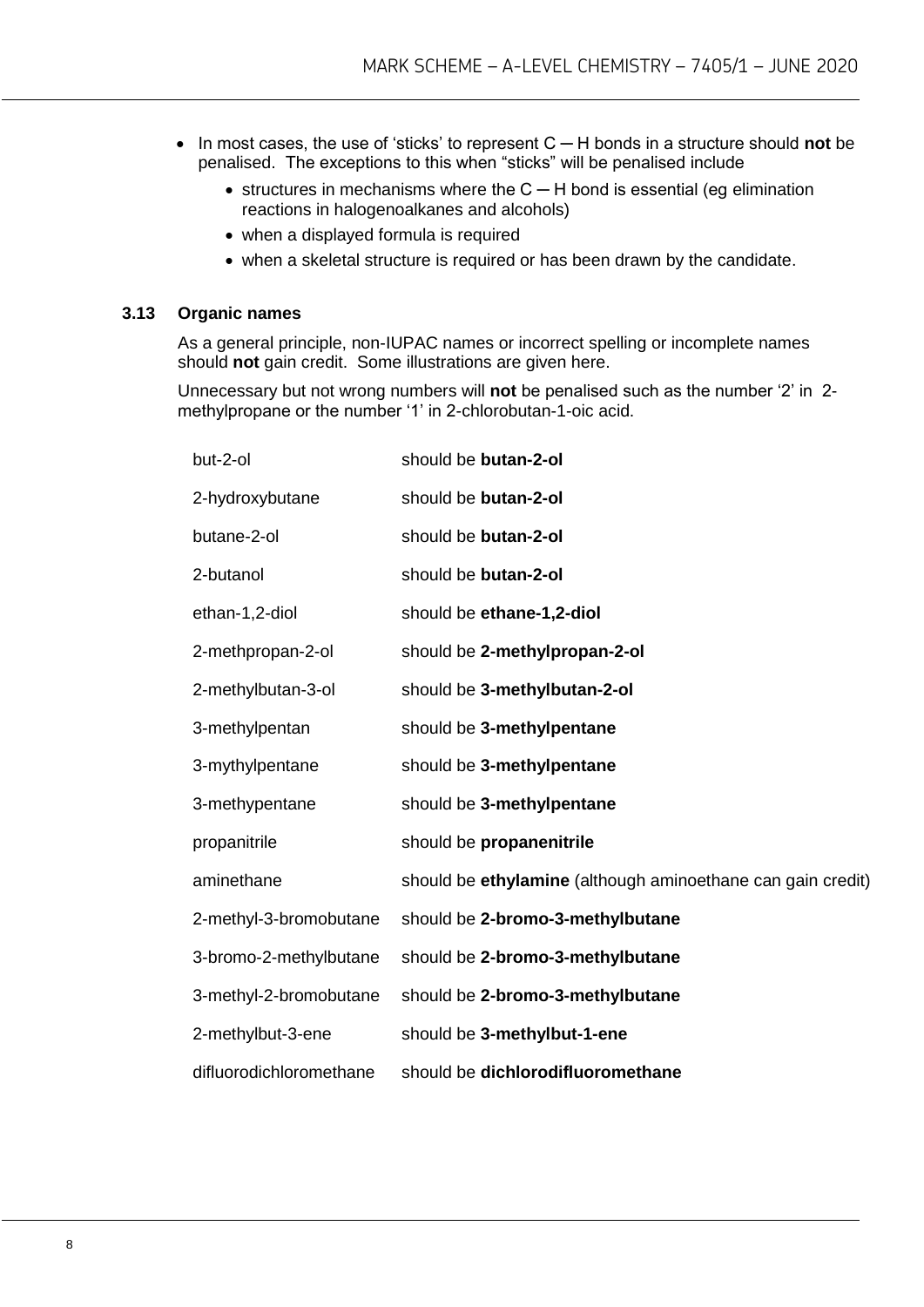- In most cases, the use of 'sticks' to represent C ─ H bonds in a structure should **not** be penalised. The exceptions to this when "sticks" will be penalised include
  - structures in mechanisms where the C ─ H bond is essential (eg elimination reactions in halogenoalkanes and alcohols)
  - when a displayed formula is required
  - when a skeletal structure is required or has been drawn by the candidate.

### 3.13 Organic names

As a general principle, non-IUPAC names or incorrect spelling or incomplete names should **not** gain credit. Some illustrations are given here.

Unnecessary but not wrong numbers will **not** be penalised such as the number '2' in 2-methylpropane or the number '1' in 2-chlorobutan-1-oic acid.

| | |
|---|---|
| but-2-ol | should be **butan-2-ol** |
| 2-hydroxybutane | should be **butan-2-ol** |
| butane-2-ol | should be **butan-2-ol** |
| 2-butanol | should be **butan-2-ol** |
| ethan-1,2-diol | should be **ethane-1,2-diol** |
| 2-methpropan-2-ol | should be **2-methylpropan-2-ol** |
| 2-methylbutan-3-ol | should be **3-methylbutan-2-ol** |
| 3-methylpentan | should be **3-methylpentane** |
| 3-mythylpentane | should be **3-methylpentane** |
| 3-methypentane | should be **3-methylpentane** |
| propanitrile | should be **propanenitrile** |
| aminethane | should be **ethylamine** (although aminoethane can gain credit) |
| 2-methyl-3-bromobutane | should be **2-bromo-3-methylbutane** |
| 3-bromo-2-methylbutane | should be **2-bromo-3-methylbutane** |
| 3-methyl-2-bromobutane | should be **2-bromo-3-methylbutane** |
| 2-methylbut-3-ene | should be **3-methylbut-1-ene** |
| difluorodichloromethane | should be **dichlorodifluoromethane** |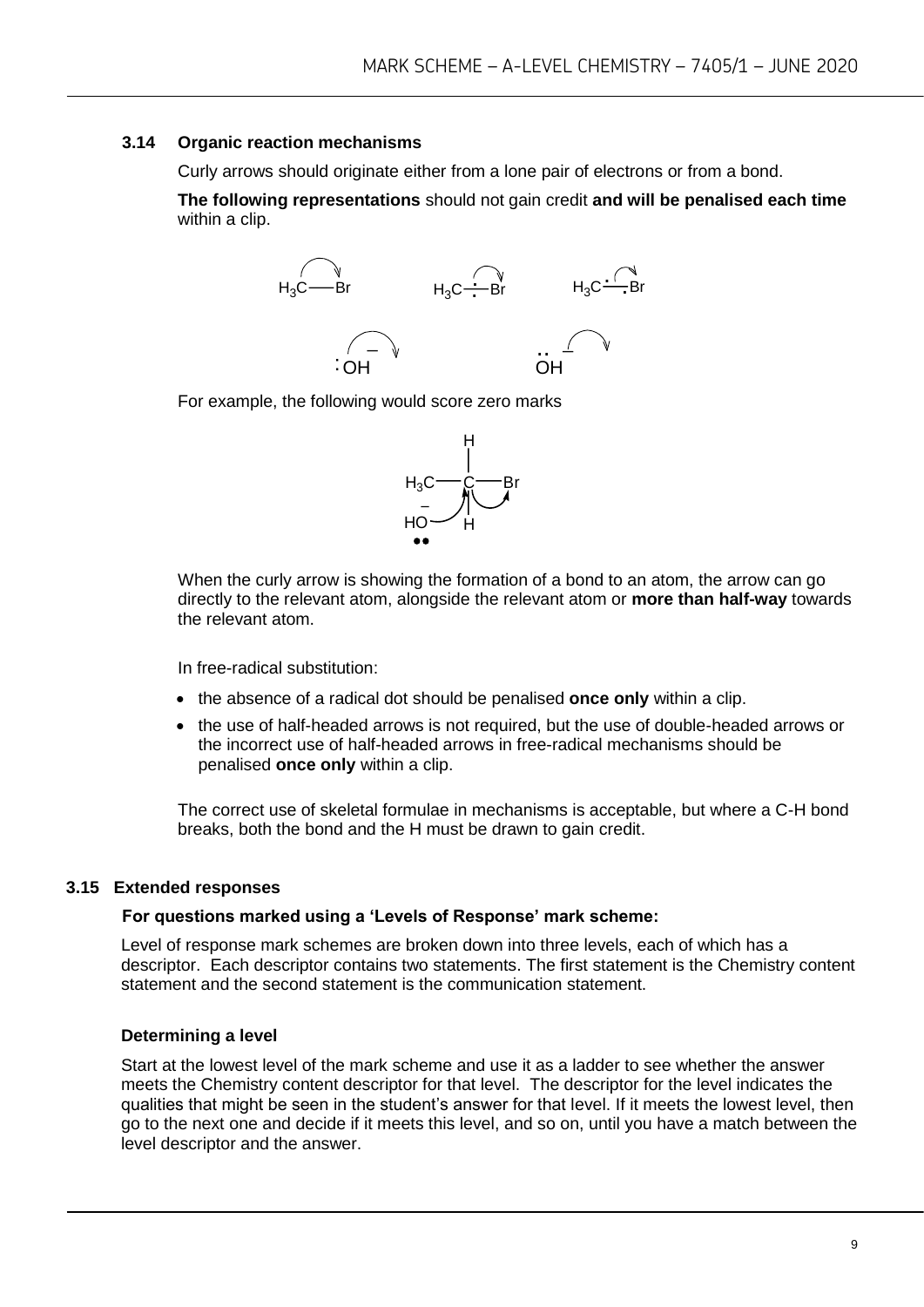### 3.14 Organic reaction mechanisms

Curly arrows should originate either from a lone pair of electrons or from a bond.

**The following representations** should not gain credit **and will be penalised each time** within a clip.

For example, the following would score zero marks

When the curly arrow is showing the formation of a bond to an atom, the arrow can go directly to the relevant atom, alongside the relevant atom or **more than half-way** towards the relevant atom.

In free-radical substitution:

- the absence of a radical dot should be penalised **once only** within a clip.
- the use of half-headed arrows is not required, but the use of double-headed arrows or the incorrect use of half-headed arrows in free-radical mechanisms should be penalised **once only** within a clip.

The correct use of skeletal formulae in mechanisms is acceptable, but where a C-H bond breaks, both the bond and the H must be drawn to gain credit.

### 3.15 Extended responses

**For questions marked using a 'Levels of Response' mark scheme:**

Level of response mark schemes are broken down into three levels, each of which has a descriptor. Each descriptor contains two statements. The first statement is the Chemistry content statement and the second statement is the communication statement.

**Determining a level**

Start at the lowest level of the mark scheme and use it as a ladder to see whether the answer meets the Chemistry content descriptor for that level. The descriptor for the level indicates the qualities that might be seen in the student's answer for that level. If it meets the lowest level, then go to the next one and decide if it meets this level, and so on, until you have a match between the level descriptor and the answer.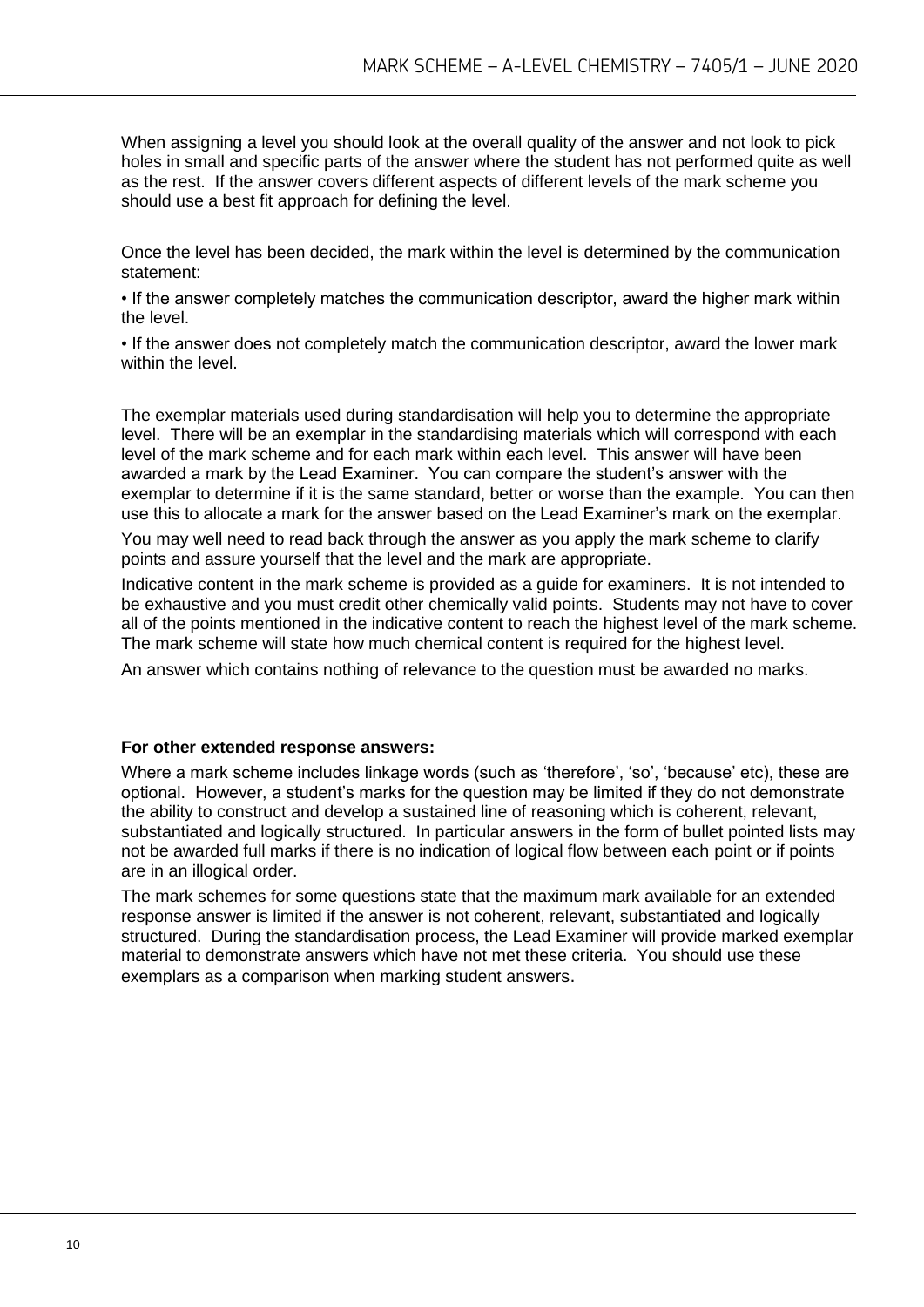When assigning a level you should look at the overall quality of the answer and not look to pick holes in small and specific parts of the answer where the student has not performed quite as well as the rest. If the answer covers different aspects of different levels of the mark scheme you should use a best fit approach for defining the level.

Once the level has been decided, the mark within the level is determined by the communication statement:

• If the answer completely matches the communication descriptor, award the higher mark within the level.

• If the answer does not completely match the communication descriptor, award the lower mark within the level.

The exemplar materials used during standardisation will help you to determine the appropriate level. There will be an exemplar in the standardising materials which will correspond with each level of the mark scheme and for each mark within each level. This answer will have been awarded a mark by the Lead Examiner. You can compare the student's answer with the exemplar to determine if it is the same standard, better or worse than the example. You can then use this to allocate a mark for the answer based on the Lead Examiner's mark on the exemplar.

You may well need to read back through the answer as you apply the mark scheme to clarify points and assure yourself that the level and the mark are appropriate.

Indicative content in the mark scheme is provided as a guide for examiners. It is not intended to be exhaustive and you must credit other chemically valid points. Students may not have to cover all of the points mentioned in the indicative content to reach the highest level of the mark scheme. The mark scheme will state how much chemical content is required for the highest level.

An answer which contains nothing of relevance to the question must be awarded no marks.

**For other extended response answers:**

Where a mark scheme includes linkage words (such as 'therefore', 'so', 'because' etc), these are optional. However, a student's marks for the question may be limited if they do not demonstrate the ability to construct and develop a sustained line of reasoning which is coherent, relevant, substantiated and logically structured. In particular answers in the form of bullet pointed lists may not be awarded full marks if there is no indication of logical flow between each point or if points are in an illogical order.

The mark schemes for some questions state that the maximum mark available for an extended response answer is limited if the answer is not coherent, relevant, substantiated and logically structured. During the standardisation process, the Lead Examiner will provide marked exemplar material to demonstrate answers which have not met these criteria. You should use these exemplars as a comparison when marking student answers.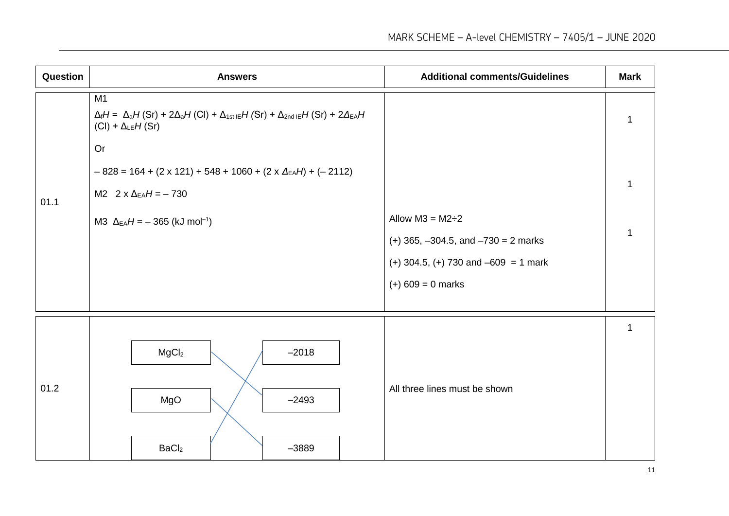| Question | Answers | Additional comments/Guidelines | Mark |
|---|---|---|---|
| 01.1 | M1<br>$\Delta_f H = \Delta_a H$ (Sr) + $2\Delta_a H$ (Cl) + $\Delta_{1st\ IE} H$ (Sr) + $\Delta_{2nd\ IE} H$ (Sr) + $2\Delta_{EA} H$ (Cl) + $\Delta_{LE} H$ (Sr)<br>Or<br>$-828 = 164 + (2 \times 121) + 548 + 1060 + (2 \times \Delta_{EA} H) + (-2112)$ | | 1 |
| | M2 $2 \times \Delta_{EA} H = -730$ | | 1 |
| | M3 $\Delta_{EA} H = -365$ (kJ mol$^{-1}$) | Allow M3 = M2÷2<br>(+) 365, –304.5, and –730 = 2 marks<br>(+) 304.5, (+) 730 and –609 = 1 mark<br>(+) 609 = 0 marks | 1 |
| 01.2 | $MgCl_2$ — –2493<br>$MgO$ — –3889<br>$BaCl_2$ — –2018 | All three lines must be shown | 1 |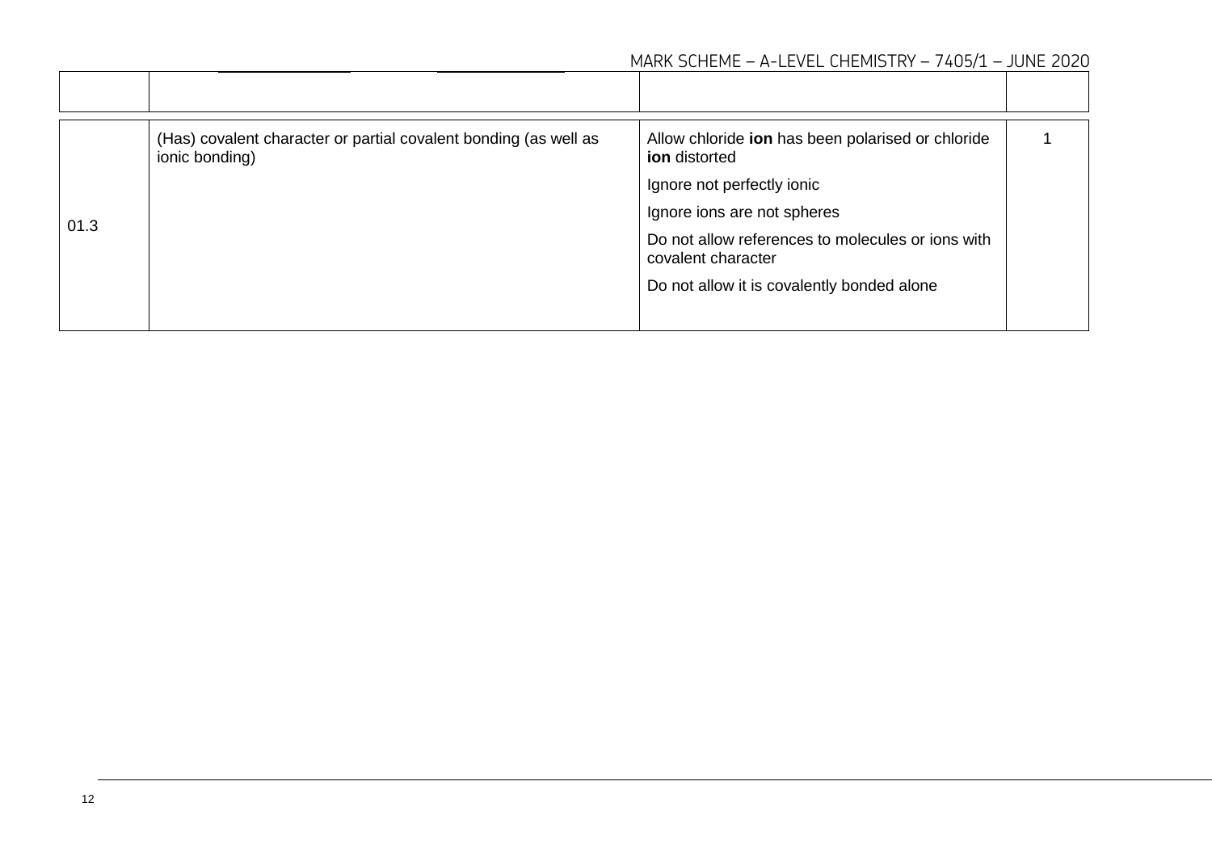| | | | |
|---|---|---|---|
| 01.3 | (Has) covalent character or partial covalent bonding (as well as ionic bonding) | Allow chloride **ion** has been polarised or chloride **ion** distorted<br><br>Ignore not perfectly ionic<br><br>Ignore ions are not spheres<br><br>Do not allow references to molecules or ions with covalent character<br><br>Do not allow it is covalently bonded alone | 1 |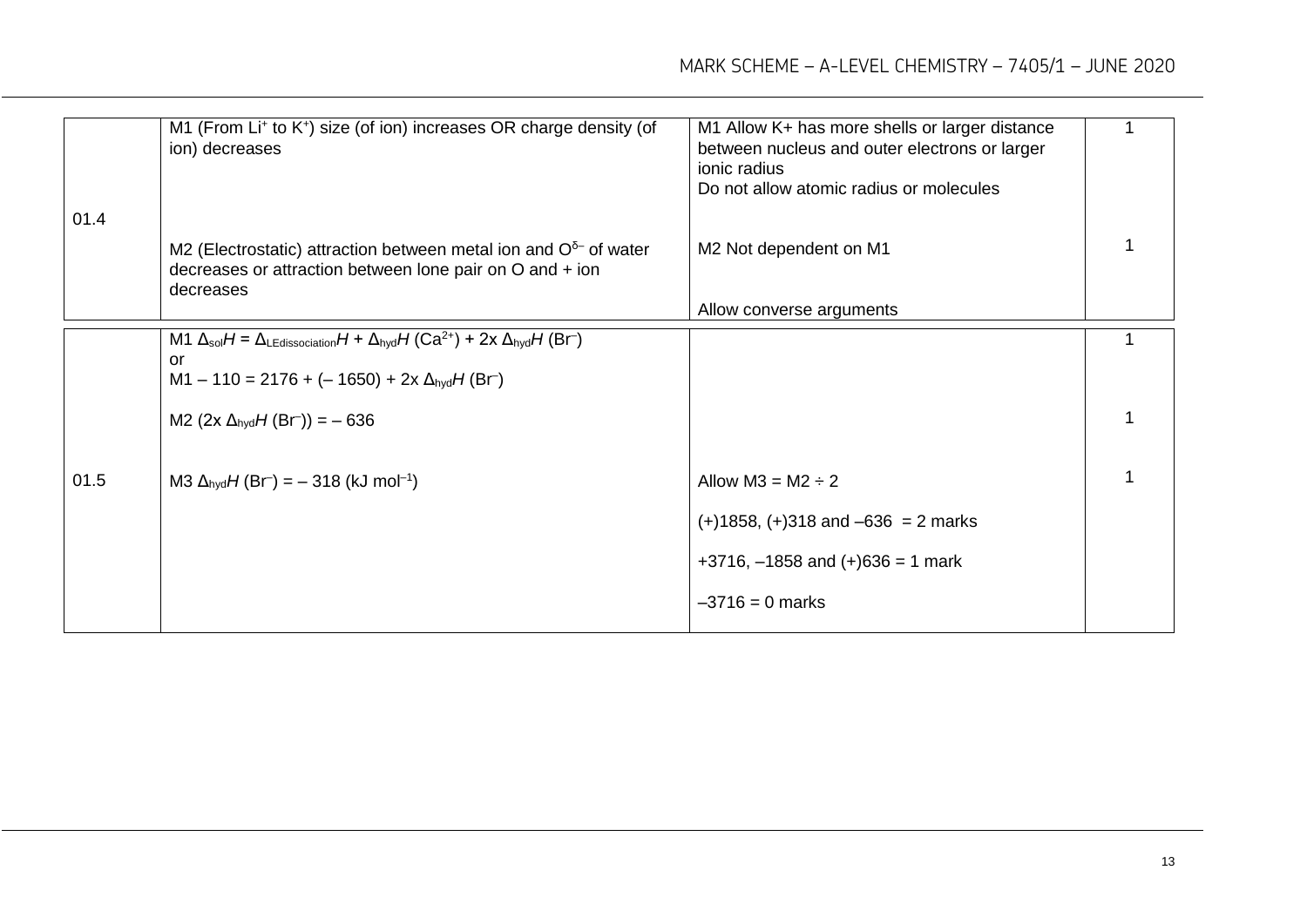| Question | Marking guidance | Additional comments | Mark |
|---|---|---|---|
| 01.4 | M1 (From $Li^+$ to $K^+$) size (of ion) increases OR charge density (of ion) decreases | M1 Allow K+ has more shells or larger distance between nucleus and outer electrons or larger ionic radius<br>Do not allow atomic radius or molecules | 1 |
| | M2 (Electrostatic) attraction between metal ion and $O^{\delta-}$ of water decreases or attraction between lone pair on O and + ion decreases | M2 Not dependent on M1<br><br>Allow converse arguments | 1 |
| 01.5 | M1 $\Delta_{sol}H = \Delta_{LEdissociation}H + \Delta_{hyd}H\ (Ca^{2+}) + 2x\ \Delta_{hyd}H\ (Br^-)$<br>or<br>M1 $-110 = 2176 + (-1650) + 2x\ \Delta_{hyd}H\ (Br^-)$ | | 1 |
| | M2 $(2x\ \Delta_{hyd}H\ (Br^-)) = -636$ | | 1 |
| | M3 $\Delta_{hyd}H\ (Br^-) = -318$ (kJ $mol^{-1}$) | Allow M3 = M2 ÷ 2<br><br>(+)1858, (+)318 and –636 = 2 marks<br><br>+3716, –1858 and (+)636 = 1 mark<br><br>–3716 = 0 marks | 1 |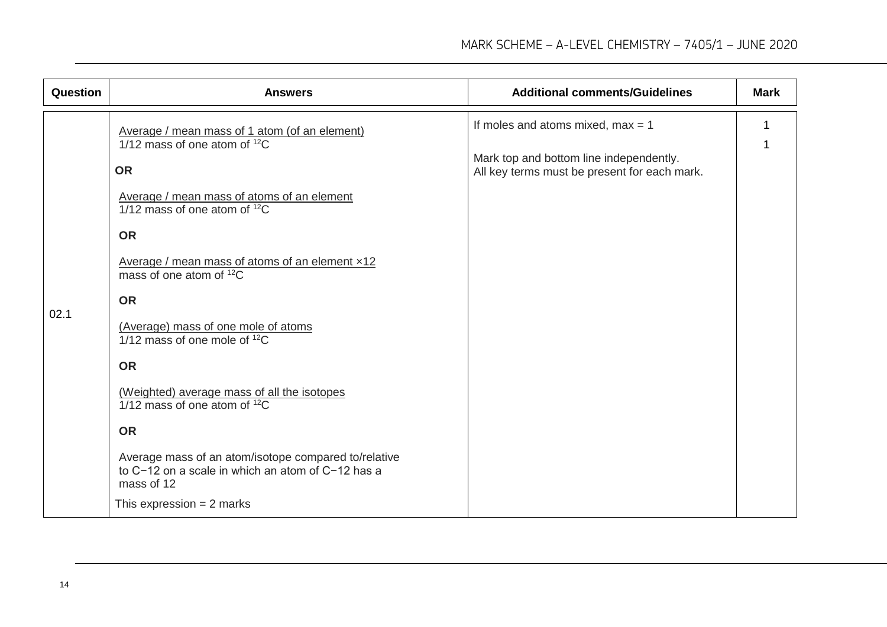| Question | Answers | Additional comments/Guidelines | Mark |
|---|---|---|---|
| 02.1 | Average / mean mass of 1 atom (of an element)<br>1/12 mass of one atom of $^{12}C$<br><br>**OR**<br><br>Average / mean mass of atoms of an element<br>1/12 mass of one atom of $^{12}C$<br><br>**OR**<br><br>Average / mean mass of atoms of an element ×12<br>mass of one atom of $^{12}C$<br><br>**OR**<br><br>(Average) mass of one mole of atoms<br>1/12 mass of one mole of $^{12}C$<br><br>**OR**<br><br>(Weighted) average mass of all the isotopes<br>1/12 mass of one atom of $^{12}C$<br><br>**OR**<br><br>Average mass of an atom/isotope compared to/relative to C−12 on a scale in which an atom of C−12 has a mass of 12<br><br>This expression = 2 marks | If moles and atoms mixed, max = 1<br><br>Mark top and bottom line independently.<br>All key terms must be present for each mark. | 1<br>1 |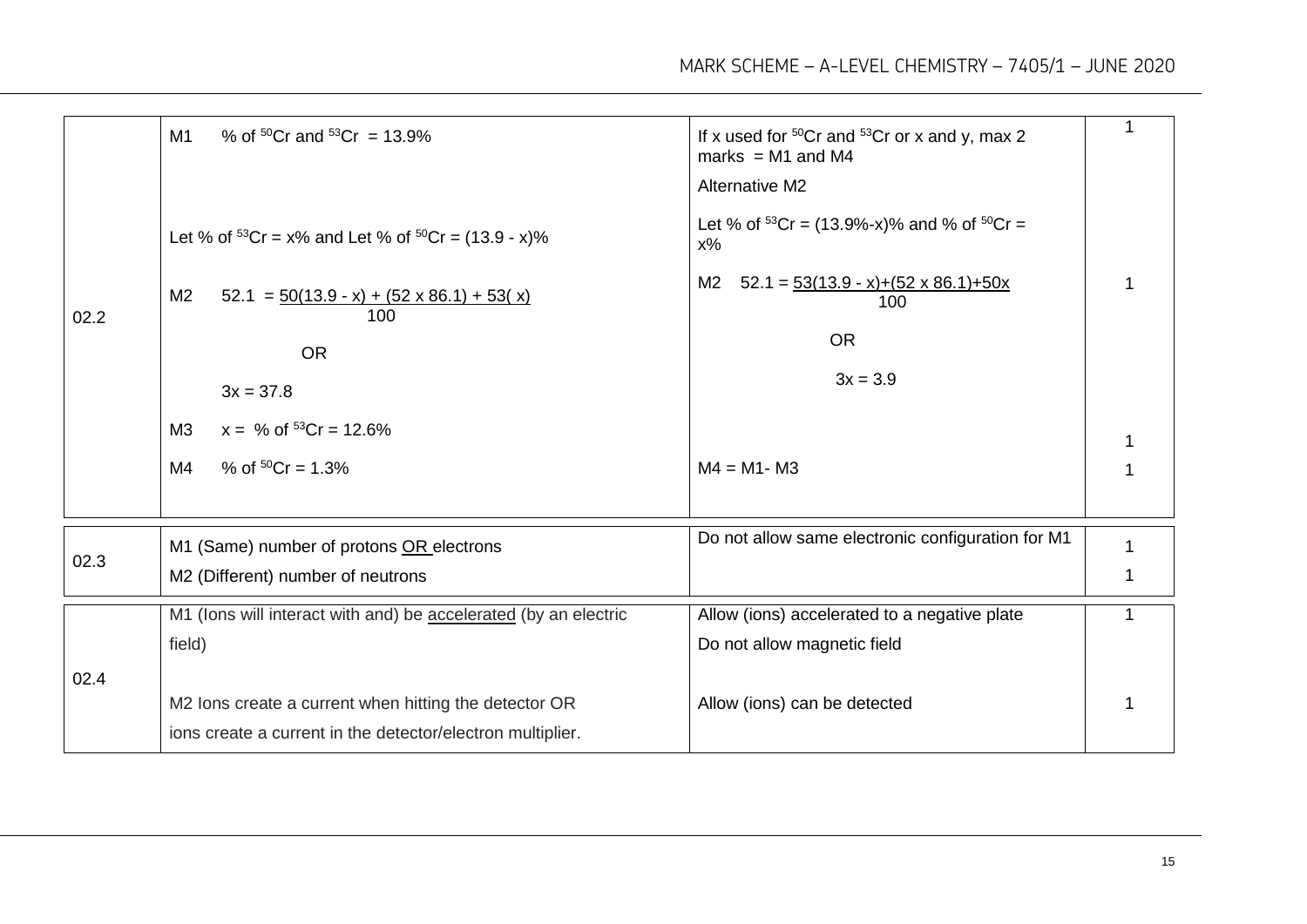| Question | Marking guidance | Additional comments | Mark |
|---|---|---|---|
| 02.2 | M1 % of $^{50}Cr$ and $^{53}Cr$ = 13.9% | If x used for $^{50}Cr$ and $^{53}Cr$ or x and y, max 2 marks = M1 and M4 | 1 |
| | | Alternative M2 | |
| | Let % of $^{53}Cr$ = x% and Let % of $^{50}Cr$ = (13.9 - x)% | Let % of $^{53}Cr$ = (13.9%-x)% and % of $^{50}Cr$ = x% | |
| | M2 $52.1 = \frac{50(13.9 - x) + (52 \times 86.1) + 53(x)}{100}$ | M2 $52.1 = \frac{53(13.9 - x)+(52 \times 86.1)+50x}{100}$ | 1 |
| | OR | OR | |
| | 3x = 37.8 | 3x = 3.9 | |
| | M3 x = % of $^{53}Cr$ = 12.6% | | 1 |
| | M4 % of $^{50}Cr$ = 1.3% | M4 = M1- M3 | 1 |
| 02.3 | M1 (Same) number of protons OR electrons | Do not allow same electronic configuration for M1 | 1 |
| | M2 (Different) number of neutrons | | 1 |
| 02.4 | M1 (Ions will interact with and) be accelerated (by an electric field) | Allow (ions) accelerated to a negative plate<br>Do not allow magnetic field | 1 |
| | M2 Ions create a current when hitting the detector OR ions create a current in the detector/electron multiplier. | Allow (ions) can be detected | 1 |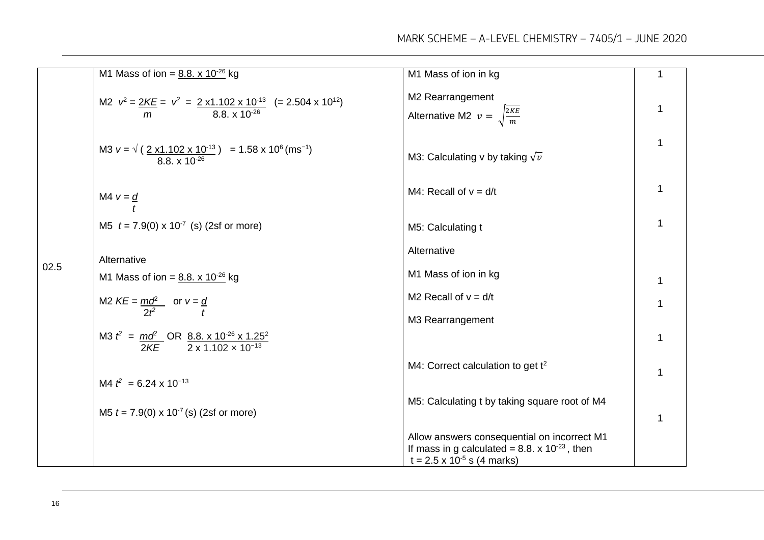| | | | |
|---|---|---|---|
| 02.5 | M1 Mass of ion = 8.8. x $10^{-26}$ kg<br><br>M2 $v^2 = \frac{2KE}{m}$ = $v^2 = \frac{2 \times 1.102 \times 10^{-13}}{8.8. \times 10^{-26}}$ (= 2.504 x $10^{12}$)<br><br>M3 $v = \sqrt{\left(\frac{2 \times 1.102 \times 10^{-13}}{8.8. \times 10^{-26}}\right)}$ = 1.58 x $10^{6}$ ($ms^{-1}$)<br><br>M4 $v = \frac{d}{t}$<br><br>M5 $t$ = 7.9(0) x $10^{-7}$ (s) (2sf or more)<br><br>Alternative<br>M1 Mass of ion = 8.8. x $10^{-26}$ kg<br><br>M2 $KE = \frac{md^2}{2t^2}$ or $v = \frac{d}{t}$<br><br>M3 $t^2 = \frac{md^2}{2KE}$ OR $\frac{8.8. \times 10^{-26} \times 1.25^2}{2 \times 1.102 \times 10^{-13}}$<br><br>M4 $t^2$ = 6.24 x $10^{-13}$<br><br>M5 $t$ = 7.9(0) x $10^{-7}$ (s) (2sf or more) | M1 Mass of ion in kg<br><br>M2 Rearrangement<br>Alternative M2 $v = \sqrt{\frac{2KE}{m}}$<br><br>M3: Calculating v by taking $\sqrt{v}$<br><br>M4: Recall of v = d/t<br><br>M5: Calculating t<br><br>Alternative<br><br>M1 Mass of ion in kg<br><br>M2 Recall of v = d/t<br><br>M3 Rearrangement<br><br>M4: Correct calculation to get $t^2$<br><br>M5: Calculating t by taking square root of M4<br><br>Allow answers consequential on incorrect M1<br>If mass in g calculated = 8.8. x $10^{-23}$ , then<br>t = 2.5 x $10^{-5}$ s (4 marks) | 1<br><br>1<br><br>1<br><br>1<br><br>1<br><br><br><br>1<br><br>1<br><br>1<br><br>1<br><br>1 |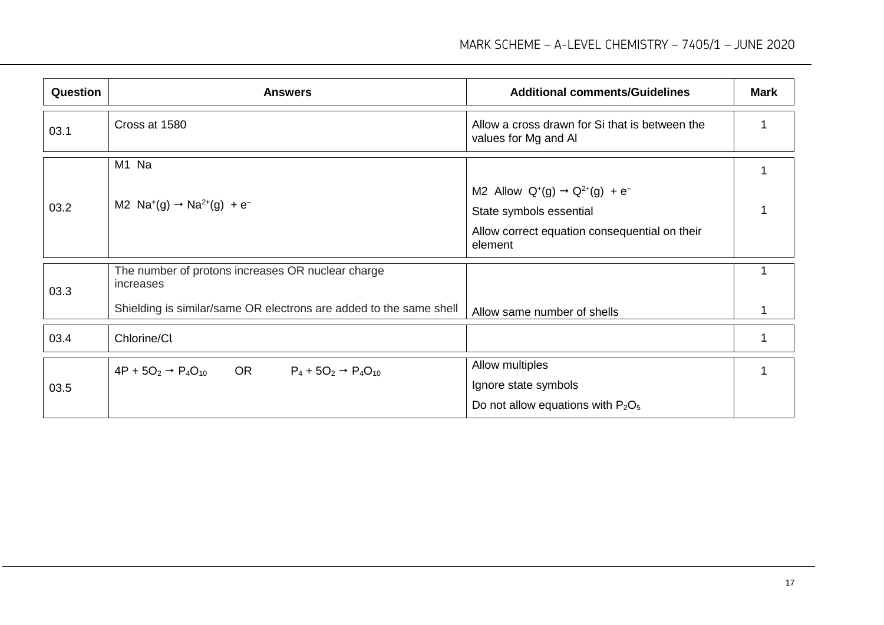| Question | Answers | Additional comments/Guidelines | Mark |
| --- | --- | --- | --- |
| 03.1 | Cross at 1580 | Allow a cross drawn for Si that is between the values for Mg and Al | 1 |
| 03.2 | M1 Na<br><br>M2 $Na^{+}(g) \rightarrow Na^{2+}(g) + e^{-}$ | M2 Allow $Q^{+}(g) \rightarrow Q^{2+}(g) + e^{-}$<br>State symbols essential<br>Allow correct equation consequential on their element | 1<br><br>1 |
| 03.3 | The number of protons increases OR nuclear charge increases<br><br>Shielding is similar/same OR electrons are added to the same shell | Allow same number of shells | 1<br><br>1 |
| 03.4 | Chlorine/Cl | | 1 |
| 03.5 | $4P + 5O_2 \rightarrow P_4O_{10}$ OR $P_4 + 5O_2 \rightarrow P_4O_{10}$ | Allow multiples<br>Ignore state symbols<br>Do not allow equations with $P_2O_5$ | 1 |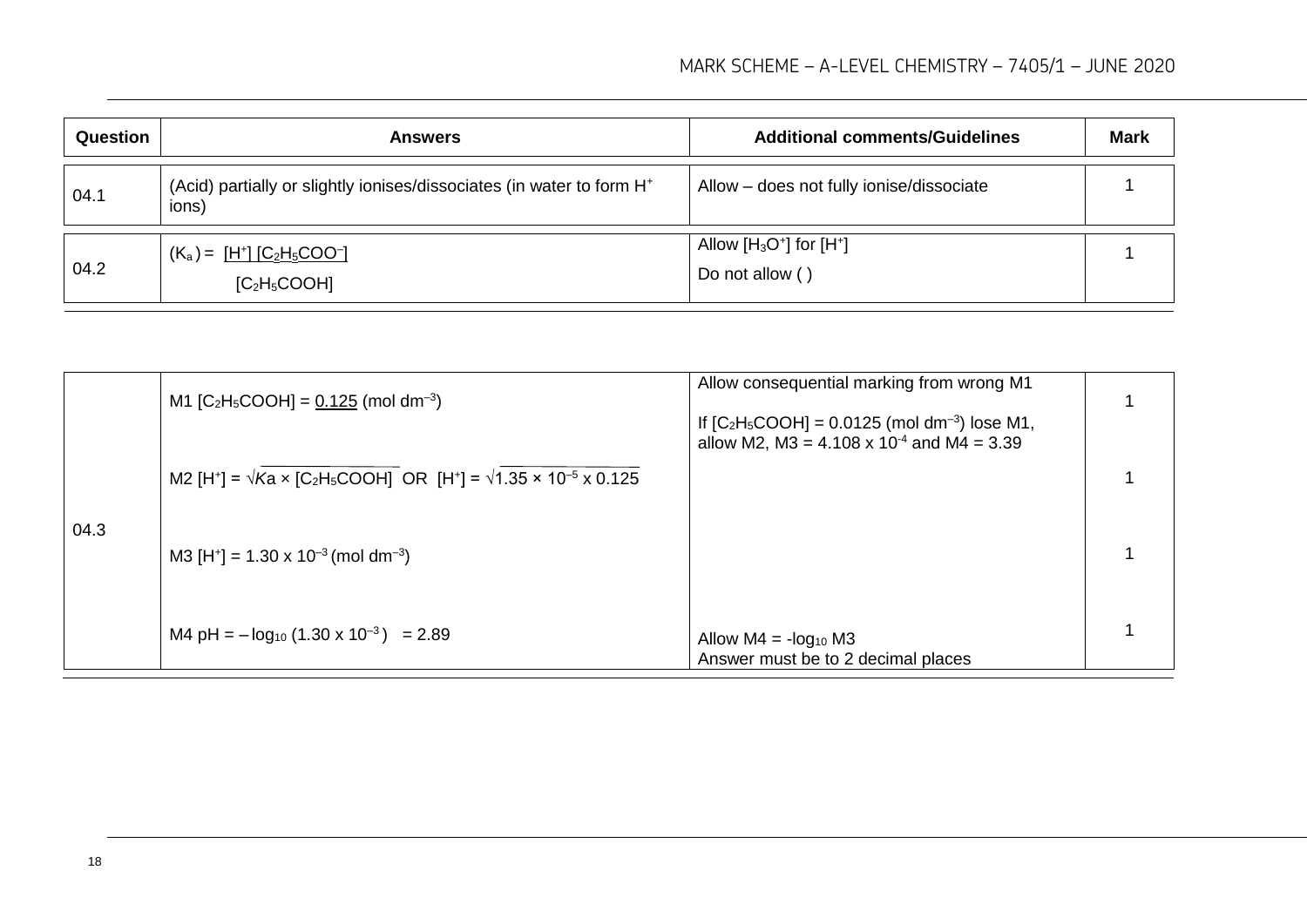| Question | Answers | Additional comments/Guidelines | Mark |
|---|---|---|---|
| 04.1 | (Acid) partially or slightly ionises/dissociates (in water to form $H^+$ ions) | Allow – does not fully ionise/dissociate | 1 |
| 04.2 | $(K_a) = \dfrac{[H^+][C_2H_5COO^-]}{[C_2H_5COOH]}$ | Allow $[H_3O^+]$ for $[H^+]$<br>Do not allow ( ) | 1 |

| Question | Answers | Additional comments/Guidelines | Mark |
|---|---|---|---|
| 04.3 | M1 $[C_2H_5COOH]$ = <u>0.125</u> (mol $dm^{-3}$) | Allow consequential marking from wrong M1<br><br>If $[C_2H_5COOH]$ = 0.0125 (mol $dm^{-3}$) lose M1, allow M2, M3 = $4.108 \times 10^{-4}$ and M4 = 3.39 | 1 |
| | M2 $[H^+] = \sqrt{Ka \times [C_2H_5COOH]}$ OR $[H^+] = \sqrt{1.35 \times 10^{-5} \times 0.125}$ | | 1 |
| | M3 $[H^+] = 1.30 \times 10^{-3}$ (mol $dm^{-3}$) | | 1 |
| | M4 pH = $-\log_{10}(1.30 \times 10^{-3})$ = 2.89 | Allow M4 = $-\log_{10}$ M3<br>Answer must be to 2 decimal places | 1 |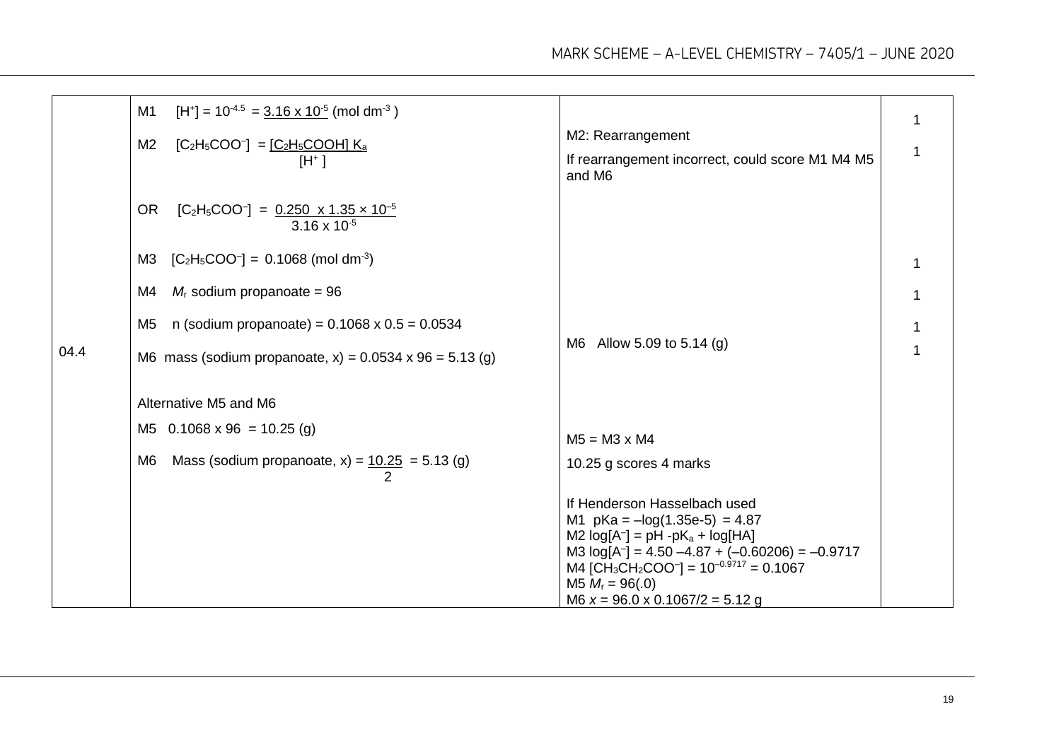| | | | |
|---|---|---|---|
| 04.4 | M1 $[H^+] = 10^{-4.5} = \underline{3.16 \times 10^{-5}}$ (mol $dm^{-3}$)<br><br>M2 $[C_2H_5COO^-] = \dfrac{[C_2H_5COOH]\ K_a}{[H^+]}$<br><br>OR $[C_2H_5COO^-] = \dfrac{0.250 \times 1.35 \times 10^{-5}}{3.16 \times 10^{-5}}$<br><br>M3 $[C_2H_5COO^-] =$ 0.1068 (mol $dm^{-3}$)<br><br>M4 $M_r$ sodium propanoate = 96<br><br>M5 n (sodium propanoate) = 0.1068 x 0.5 = 0.0534<br><br>M6 mass (sodium propanoate, x) = 0.0534 x 96 = 5.13 (g)<br><br>Alternative M5 and M6<br><br>M5 0.1068 x 96 = 10.25 (g)<br><br>M6 Mass (sodium propanoate, x) = $\dfrac{10.25}{2}$ = 5.13 (g) | M2: Rearrangement<br><br>If rearrangement incorrect, could score M1 M4 M5 and M6<br><br>M6 Allow 5.09 to 5.14 (g)<br><br>M5 = M3 x M4<br><br>10.25 g scores 4 marks<br><br>If Henderson Hasselbach used<br>M1 $pKa = -\log(1.35e\text{-}5) = 4.87$<br>M2 $\log[A^-] = pH - pK_a + \log[HA]$<br>M3 $\log[A^-] = 4.50 - 4.87 + (-0.60206) = -0.9717$<br>M4 $[CH_3CH_2COO^-] = 10^{-0.9717} = 0.1067$<br>M5 $M_r$ = 96(.0)<br>M6 $x$ = 96.0 x 0.1067/2 = 5.12 g | 1<br><br>1<br><br><br><br>1<br><br>1<br><br>1<br><br>1 |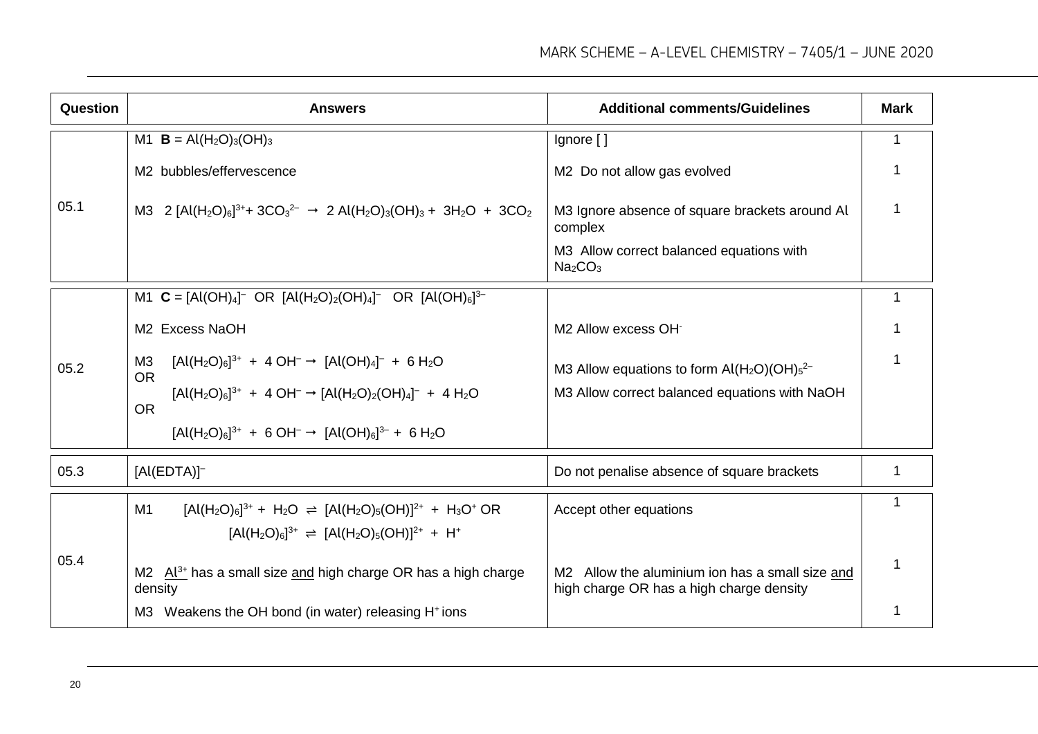| Question | Answers | Additional comments/Guidelines | Mark |
|---|---|---|---|
| 05.1 | M1 **B** = $Al(H_2O)_3(OH)_3$ | Ignore [ ] | 1 |
| | M2 bubbles/effervescence | M2 Do not allow gas evolved | 1 |
| | M3 $2\,[Al(H_2O)_6]^{3+} + 3CO_3^{2-} \rightarrow 2\,Al(H_2O)_3(OH)_3 + 3H_2O + 3CO_2$ | M3 Ignore absence of square brackets around Al complex<br>M3 Allow correct balanced equations with $Na_2CO_3$ | 1 |
| 05.2 | M1 **C** = $[Al(OH)_4]^-$ OR $[Al(H_2O)_2(OH)_4]^-$ OR $[Al(OH)_6]^{3-}$ | | 1 |
| | M2 Excess NaOH | M2 Allow excess $OH^-$ | 1 |
| | M3 $[Al(H_2O)_6]^{3+} + 4\,OH^- \rightarrow [Al(OH)_4]^- + 6\,H_2O$<br>OR<br>$[Al(H_2O)_6]^{3+} + 4\,OH^- \rightarrow [Al(H_2O)_2(OH)_4]^- + 4\,H_2O$<br>OR<br>$[Al(H_2O)_6]^{3+} + 6\,OH^- \rightarrow [Al(OH)_6]^{3-} + 6\,H_2O$ | M3 Allow equations to form $Al(H_2O)(OH)_5^{2-}$<br>M3 Allow correct balanced equations with NaOH | 1 |
| 05.3 | $[Al(EDTA)]^-$ | Do not penalise absence of square brackets | 1 |
| 05.4 | M1 $[Al(H_2O)_6]^{3+} + H_2O \rightleftharpoons [Al(H_2O)_5(OH)]^{2+} + H_3O^+$ OR<br>$[Al(H_2O)_6]^{3+} \rightleftharpoons [Al(H_2O)_5(OH)]^{2+} + H^+$ | Accept other equations | 1 |
| | M2 $Al^{3+}$ has a small size and high charge OR has a high charge density | M2 Allow the aluminium ion has a small size and high charge OR has a high charge density | 1 |
| | M3 Weakens the OH bond (in water) releasing $H^+$ ions | | 1 |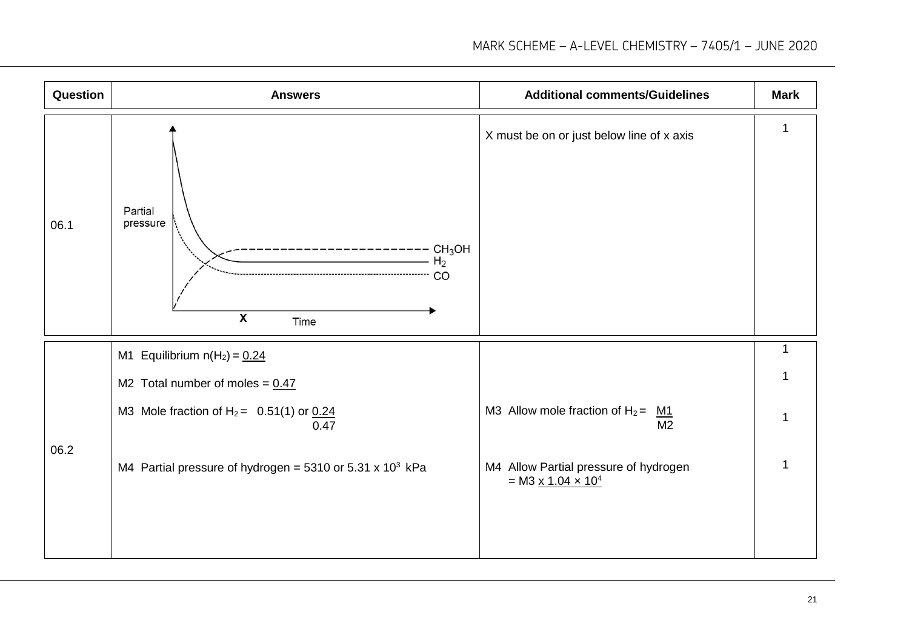| Question | Answers | Additional comments/Guidelines | Mark |
|---|---|---|---|
| 06.1 | Partial pressure vs Time graph showing curves for $CH_3OH$, $H_2$, CO, with X marked on the time axis | X must be on or just below line of x axis | 1 |
| 06.2 | M1 Equilibrium $n(H_2)$ = 0.24 | | 1 |
| | M2 Total number of moles = 0.47 | | 1 |
| | M3 Mole fraction of $H_2$ = 0.51(1) or $\frac{0.24}{0.47}$ | M3 Allow mole fraction of $H_2$ = $\frac{M1}{M2}$ | 1 |
| | M4 Partial pressure of hydrogen = 5310 or $5.31 \times 10^3$ kPa | M4 Allow Partial pressure of hydrogen = M3 $\times 1.04 \times 10^4$ | 1 |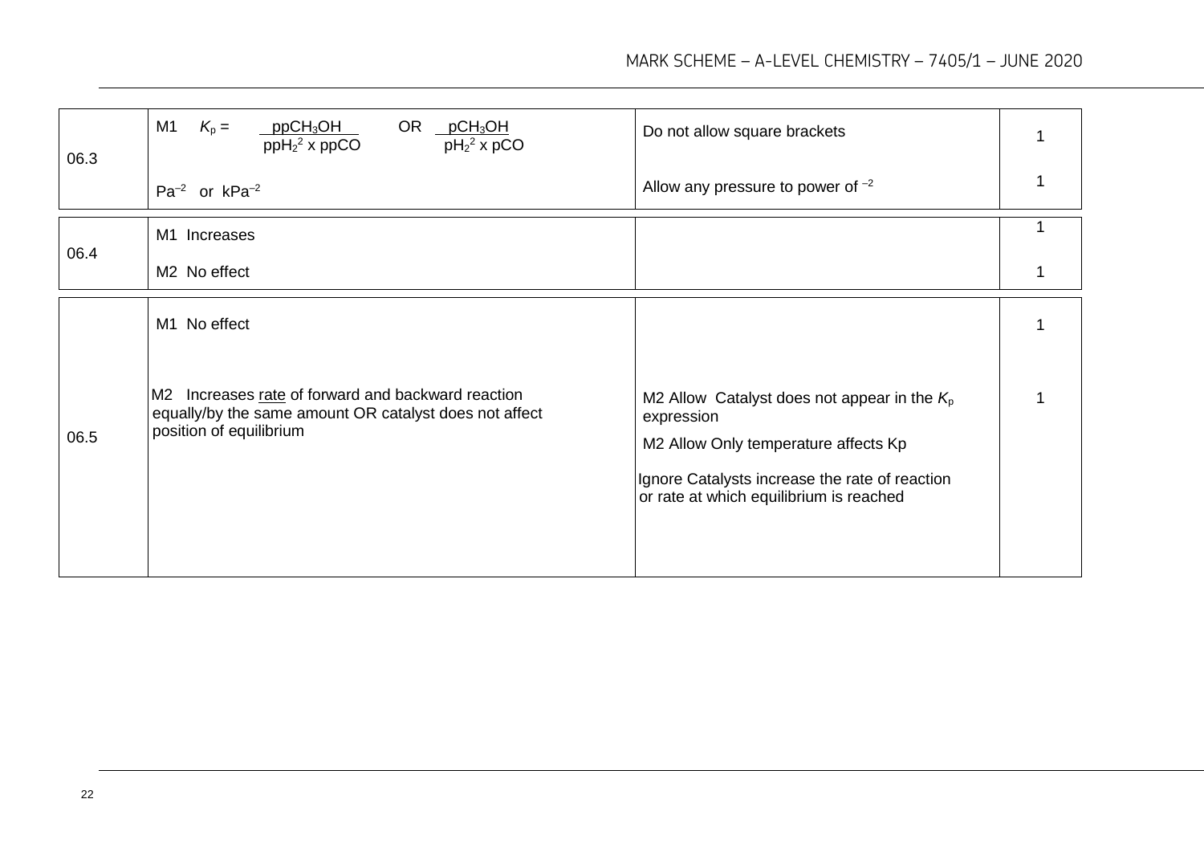| Question | Answers | Additional comments/Guidelines | Mark |
| --- | --- | --- | --- |
| 06.3 | M1 $K_p = \frac{ppCH_3OH}{ppH_2^2 \times ppCO}$ OR $\frac{pCH_3OH}{pH_2^2 \times pCO}$ | Do not allow square brackets | 1 |
| | $Pa^{-2}$ or $kPa^{-2}$ | Allow any pressure to power of $^{-2}$ | 1 |
| 06.4 | M1 Increases | | 1 |
| | M2 No effect | | 1 |
| 06.5 | M1 No effect | | 1 |
| | M2 Increases rate of forward and backward reaction equally/by the same amount OR catalyst does not affect position of equilibrium | M2 Allow Catalyst does not appear in the $K_p$ expression<br><br>M2 Allow Only temperature affects Kp<br><br>Ignore Catalysts increase the rate of reaction or rate at which equilibrium is reached | 1 |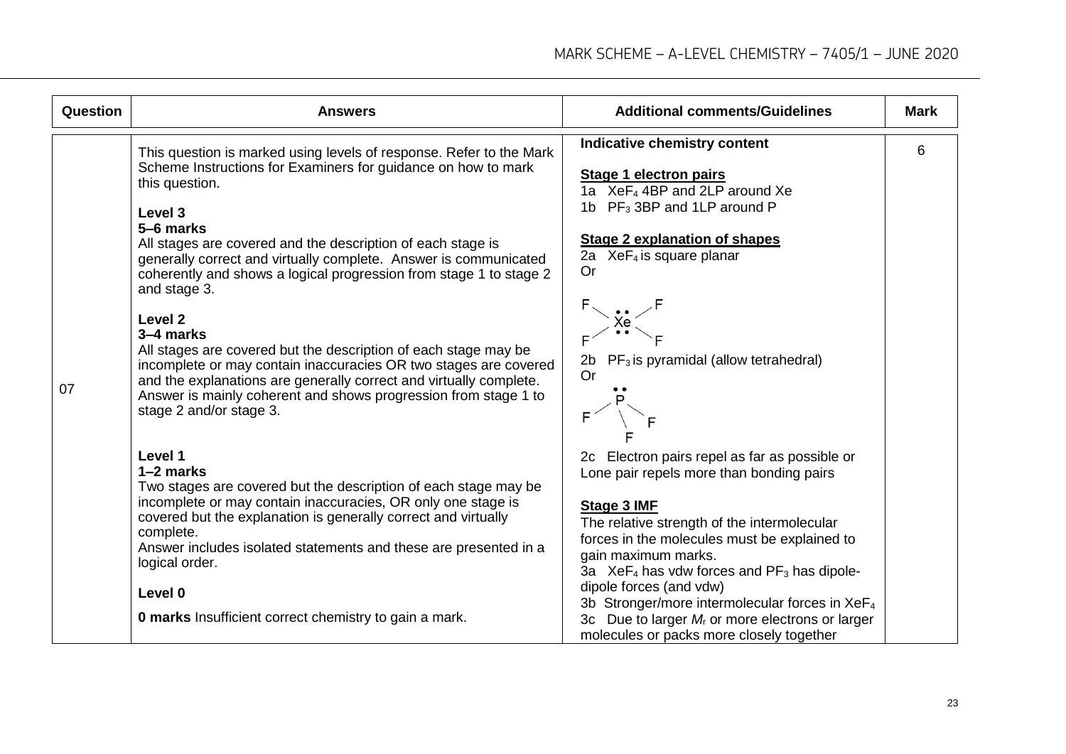| Question | Answers | Additional comments/Guidelines | Mark |
|---|---|---|---|
| 07 | This question is marked using levels of response. Refer to the Mark Scheme Instructions for Examiners for guidance on how to mark this question.<br><br>**Level 3**<br>**5–6 marks**<br>All stages are covered and the description of each stage is generally correct and virtually complete. Answer is communicated coherently and shows a logical progression from stage 1 to stage 2 and stage 3.<br><br>**Level 2**<br>**3–4 marks**<br>All stages are covered but the description of each stage may be incomplete or may contain inaccuracies OR two stages are covered and the explanations are generally correct and virtually complete. Answer is mainly coherent and shows progression from stage 1 to stage 2 and/or stage 3.<br><br>**Level 1**<br>**1–2 marks**<br>Two stages are covered but the description of each stage may be incomplete or may contain inaccuracies, OR only one stage is covered but the explanation is generally correct and virtually complete.<br>Answer includes isolated statements and these are presented in a logical order.<br><br>**Level 0**<br>**0 marks** Insufficient correct chemistry to gain a mark. | **Indicative chemistry content**<br><br>**Stage 1 electron pairs**<br>1a $XeF_4$ 4BP and 2LP around Xe<br>1b $PF_3$ 3BP and 1LP around P<br><br>**Stage 2 explanation of shapes**<br>2a $XeF_4$ is square planar<br>Or<br>[diagram: square planar $XeF_4$ with four F atoms and two lone pairs on Xe]<br>2b $PF_3$ is pyramidal (allow tetrahedral)<br>Or<br>[diagram: pyramidal $PF_3$ with three F atoms and one lone pair on P]<br>2c Electron pairs repel as far as possible or Lone pair repels more than bonding pairs<br><br>**Stage 3 IMF**<br>The relative strength of the intermolecular forces in the molecules must be explained to gain maximum marks.<br>3a $XeF_4$ has vdw forces and $PF_3$ has dipole-dipole forces (and vdw)<br>3b Stronger/more intermolecular forces in $XeF_4$<br>3c Due to larger $M_r$ or more electrons or larger molecules or packs more closely together | 6 |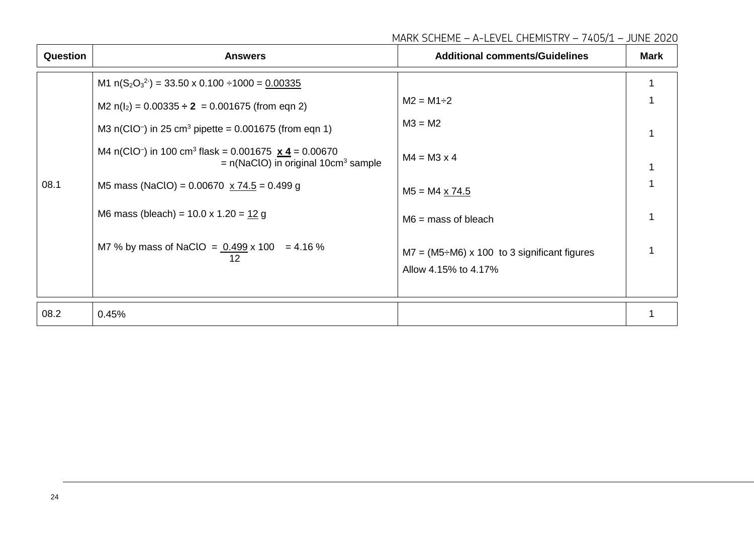| Question | Answers | Additional comments/Guidelines | Mark |
|---|---|---|---|
| 08.1 | M1 $n(S_2O_3^{2-})$ = 33.50 x 0.100 ÷1000 = <u>0.00335</u> | | 1 |
| | M2 $n(I_2)$ = 0.00335 ÷ **2** = 0.001675 (from eqn 2) | M2 = M1÷2 | 1 |
| | M3 $n(ClO^-)$ in 25 $cm^3$ pipette = 0.001675 (from eqn 1) | M3 = M2 | 1 |
| | M4 $n(ClO^-)$ in 100 $cm^3$ flask = 0.001675 **<u>x 4</u>** = 0.00670 = n(NaClO) in original 10$cm^3$ sample | M4 = M3 x 4 | 1 |
| | M5 mass (NaClO) = 0.00670 <u>x 74.5</u> = 0.499 g | M5 = M4 <u>x 74.5</u> | 1 |
| | M6 mass (bleach) = 10.0 x 1.20 = <u>12</u> g | M6 = mass of bleach | 1 |
| | M7 % by mass of NaClO = $\frac{0.499}{12}$ x 100 = 4.16 % | M7 = (M5÷M6) x 100 to 3 significant figures<br>Allow 4.15% to 4.17% | 1 |
| 08.2 | 0.45% | | 1 |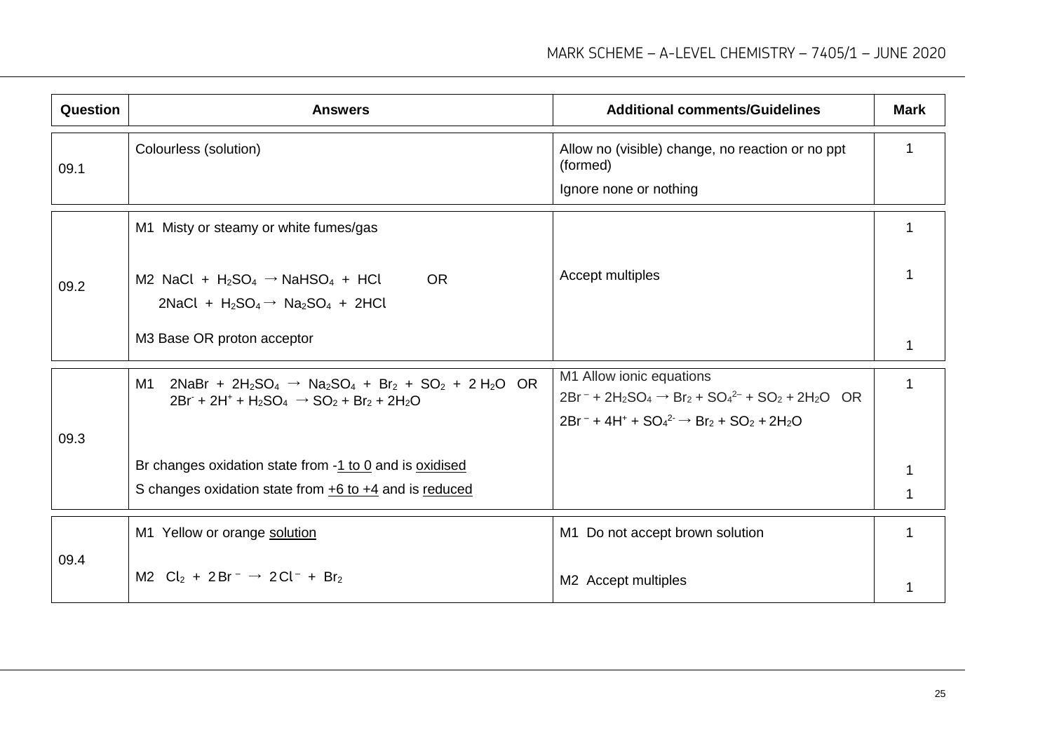| Question | Answers | Additional comments/Guidelines | Mark |
|---|---|---|---|
| 09.1 | Colourless (solution) | Allow no (visible) change, no reaction or no ppt (formed)<br>Ignore none or nothing | 1 |
| 09.2 | M1 Misty or steamy or white fumes/gas<br><br>M2 $NaCl + H_2SO_4 \rightarrow NaHSO_4 + HCl$ OR<br>$2NaCl + H_2SO_4 \rightarrow Na_2SO_4 + 2HCl$<br><br>M3 Base OR proton acceptor | <br><br>Accept multiples | 1<br><br>1<br><br>1 |
| 09.3 | M1 $2NaBr + 2H_2SO_4 \rightarrow Na_2SO_4 + Br_2 + SO_2 + 2H_2O$ OR<br>$2Br^- + 2H^+ + H_2SO_4 \rightarrow SO_2 + Br_2 + 2H_2O$<br><br>Br changes oxidation state from -1 to 0 and is oxidised<br>S changes oxidation state from +6 to +4 and is reduced | M1 Allow ionic equations<br>$2Br^- + 2H_2SO_4 \rightarrow Br_2 + SO_4^{2-} + SO_2 + 2H_2O$ OR<br>$2Br^- + 4H^+ + SO_4^{2-} \rightarrow Br_2 + SO_2 + 2H_2O$ | 1<br><br><br>1<br>1 |
| 09.4 | M1 Yellow or orange solution<br><br>M2 $Cl_2 + 2Br^- \rightarrow 2Cl^- + Br_2$ | M1 Do not accept brown solution<br><br>M2 Accept multiples | 1<br><br>1 |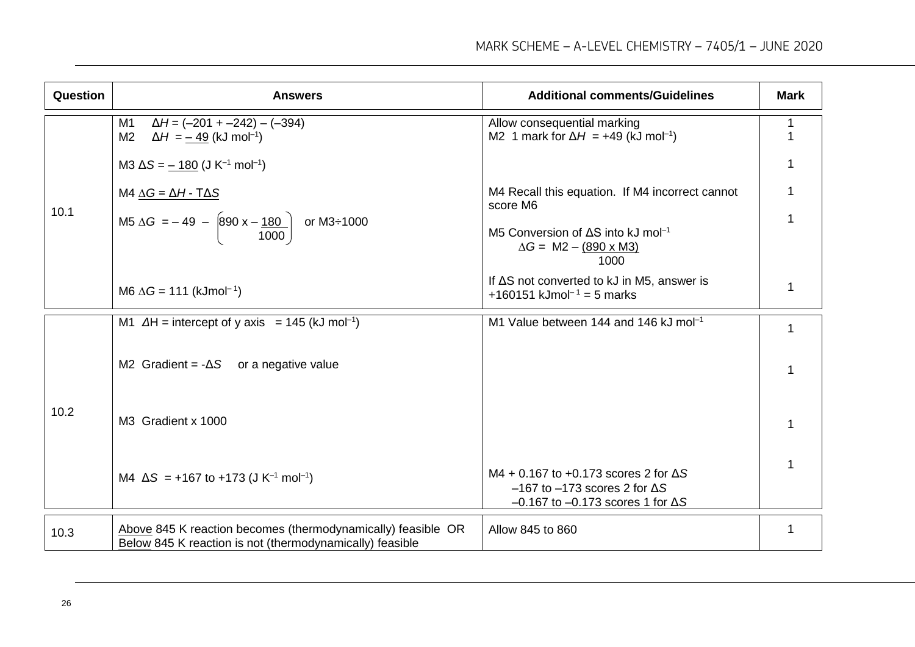| Question | Answers | Additional comments/Guidelines | Mark |
|---|---|---|---|
| 10.1 | M1 $\Delta H = (-201 + -242) - (-394)$ | Allow consequential marking | 1 |
| | M2 $\Delta H$ = <u>$-49$</u> (kJ mol$^{-1}$) | M2 1 mark for $\Delta H$ = +49 (kJ mol$^{-1}$) | 1 |
| | M3 $\Delta S$ = <u>$-180$</u> (J K$^{-1}$ mol$^{-1}$) | | 1 |
| | M4 <u>$\Delta G = \Delta H - T\Delta S$</u> | M4 Recall this equation. If M4 incorrect cannot score M6 | 1 |
| | M5 $\Delta G = -49 - \left(890 \times \frac{-180}{1000}\right)$ or M3÷1000 | M5 Conversion of $\Delta S$ into kJ mol$^{-1}$ $\Delta G$ = M2 – $\frac{(890 \times M3)}{1000}$ | 1 |
| | M6 $\Delta G$ = 111 (kJmol$^{-1}$) | If $\Delta S$ not converted to kJ in M5, answer is +160151 kJmol$^{-1}$ = 5 marks | 1 |
| 10.2 | M1 $\Delta H$ = intercept of y axis = 145 (kJ mol$^{-1}$) | M1 Value between 144 and 146 kJ mol$^{-1}$ | 1 |
| | M2 Gradient = $-\Delta S$ or a negative value | | 1 |
| | M3 Gradient x 1000 | | 1 |
| | M4 $\Delta S$ = +167 to +173 (J K$^{-1}$ mol$^{-1}$) | M4 + 0.167 to +0.173 scores 2 for $\Delta S$<br>–167 to –173 scores 2 for $\Delta S$<br>–0.167 to –0.173 scores 1 for $\Delta S$ | 1 |
| 10.3 | <u>Above</u> 845 K reaction becomes (thermodynamically) feasible OR <u>Below</u> 845 K reaction is not (thermodynamically) feasible | Allow 845 to 860 | 1 |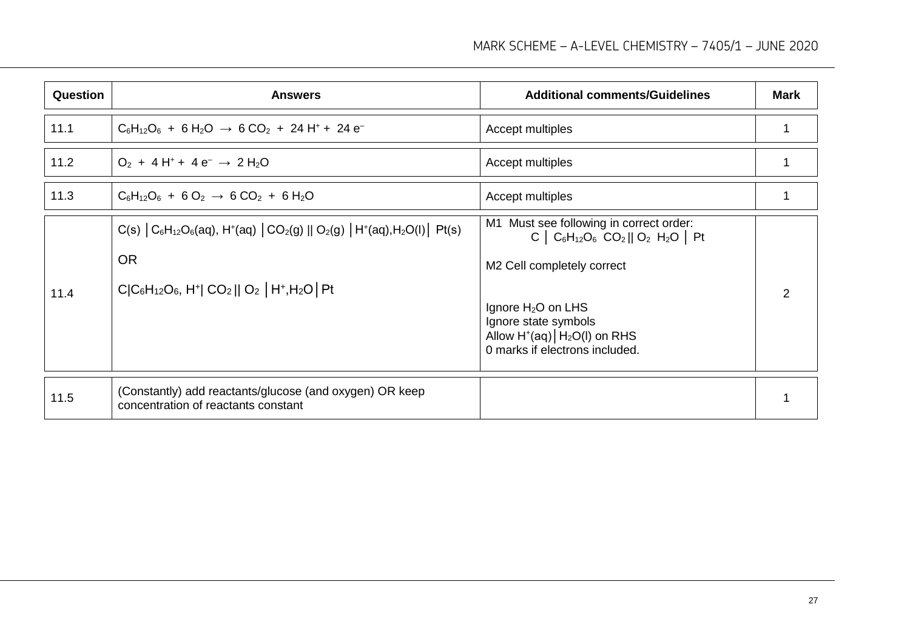| Question | Answers | Additional comments/Guidelines | Mark |
| --- | --- | --- | --- |
| 11.1 | $C_6H_{12}O_6$ + 6 $H_2O$ → 6 $CO_2$ + 24 $H^+$ + 24 $e^-$ | Accept multiples | 1 |
| 11.2 | $O_2$ + 4 $H^+$ + 4 $e^-$ → 2 $H_2O$ | Accept multiples | 1 |
| 11.3 | $C_6H_{12}O_6$ + 6 $O_2$ → 6 $CO_2$ + 6 $H_2O$ | Accept multiples | 1 |
| 11.4 | C(s) │$C_6H_{12}O_6$(aq), $H^+$(aq) │$CO_2$(g) ‖ $O_2$(g) │$H^+$(aq),$H_2O$(l)│ Pt(s)<br><br>OR<br><br>C│$C_6H_{12}O_6$, $H^+$│ $CO_2$ ‖ $O_2$ │$H^+$,$H_2O$│Pt | M1 Must see following in correct order:<br>C │ $C_6H_{12}O_6$ $CO_2$ ‖ $O_2$ $H_2O$ │ Pt<br><br>M2 Cell completely correct<br><br>Ignore $H_2O$ on LHS<br>Ignore state symbols<br>Allow $H^+$(aq)│$H_2O$(l) on RHS<br>0 marks if electrons included. | 2 |
| 11.5 | (Constantly) add reactants/glucose (and oxygen) OR keep concentration of reactants constant | | 1 |